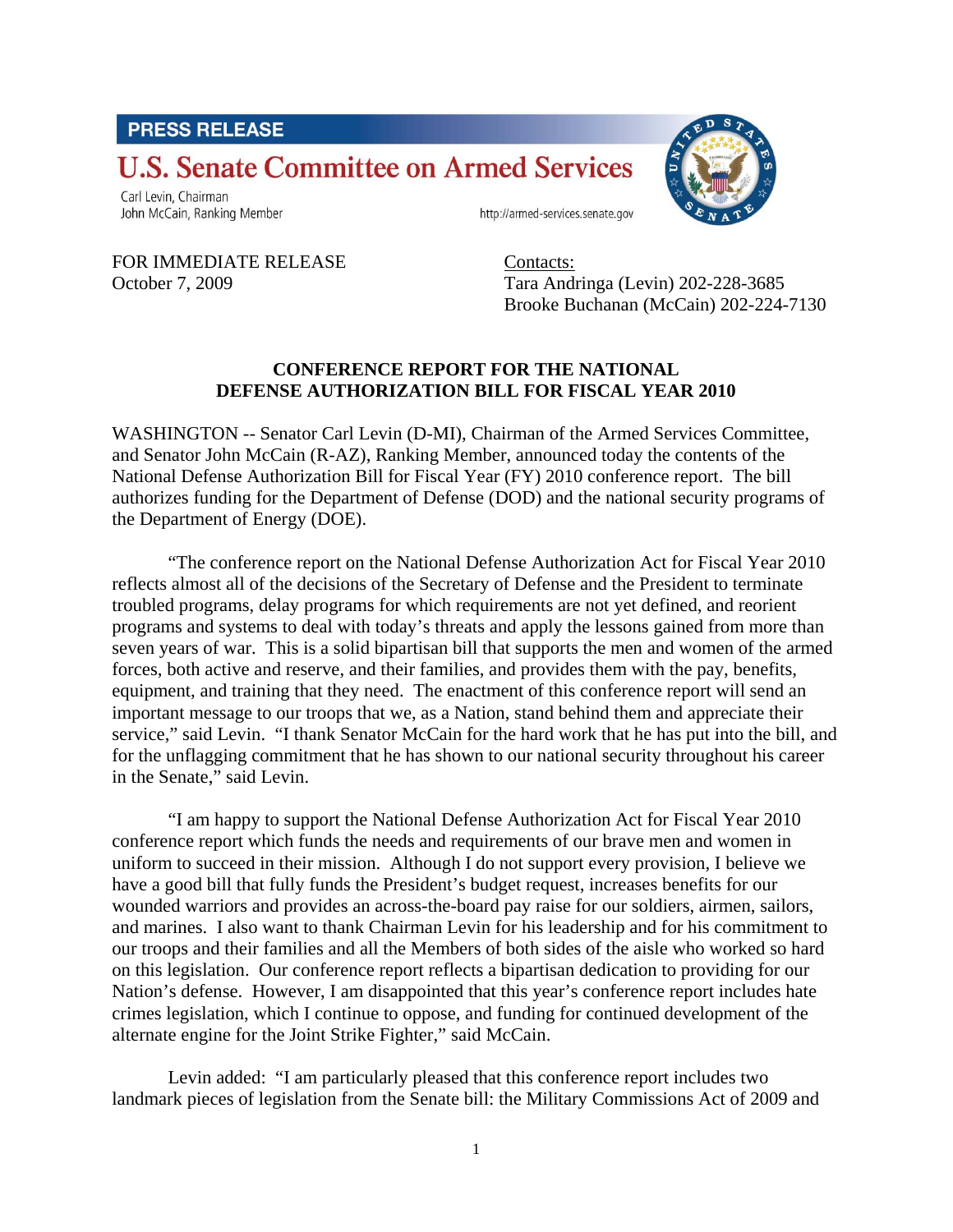**PRESS RELEASE**

# U.S. Senate Committee on Armed Services

Carl Levin, Chairman
John McCain, Ranking Member

http://armed-services.senate.gov

FOR IMMEDIATE RELEASE
October 7, 2009

Contacts:
Tara Andringa (Levin) 202-228-3685
Brooke Buchanan (McCain) 202-224-7130

## CONFERENCE REPORT FOR THE NATIONAL DEFENSE AUTHORIZATION BILL FOR FISCAL YEAR 2010

WASHINGTON -- Senator Carl Levin (D-MI), Chairman of the Armed Services Committee, and Senator John McCain (R-AZ), Ranking Member, announced today the contents of the National Defense Authorization Bill for Fiscal Year (FY) 2010 conference report. The bill authorizes funding for the Department of Defense (DOD) and the national security programs of the Department of Energy (DOE).

"The conference report on the National Defense Authorization Act for Fiscal Year 2010 reflects almost all of the decisions of the Secretary of Defense and the President to terminate troubled programs, delay programs for which requirements are not yet defined, and reorient programs and systems to deal with today's threats and apply the lessons gained from more than seven years of war. This is a solid bipartisan bill that supports the men and women of the armed forces, both active and reserve, and their families, and provides them with the pay, benefits, equipment, and training that they need. The enactment of this conference report will send an important message to our troops that we, as a Nation, stand behind them and appreciate their service," said Levin. "I thank Senator McCain for the hard work that he has put into the bill, and for the unflagging commitment that he has shown to our national security throughout his career in the Senate," said Levin.

"I am happy to support the National Defense Authorization Act for Fiscal Year 2010 conference report which funds the needs and requirements of our brave men and women in uniform to succeed in their mission. Although I do not support every provision, I believe we have a good bill that fully funds the President's budget request, increases benefits for our wounded warriors and provides an across-the-board pay raise for our soldiers, airmen, sailors, and marines. I also want to thank Chairman Levin for his leadership and for his commitment to our troops and their families and all the Members of both sides of the aisle who worked so hard on this legislation. Our conference report reflects a bipartisan dedication to providing for our Nation's defense. However, I am disappointed that this year's conference report includes hate crimes legislation, which I continue to oppose, and funding for continued development of the alternate engine for the Joint Strike Fighter," said McCain.

Levin added: "I am particularly pleased that this conference report includes two landmark pieces of legislation from the Senate bill: the Military Commissions Act of 2009 and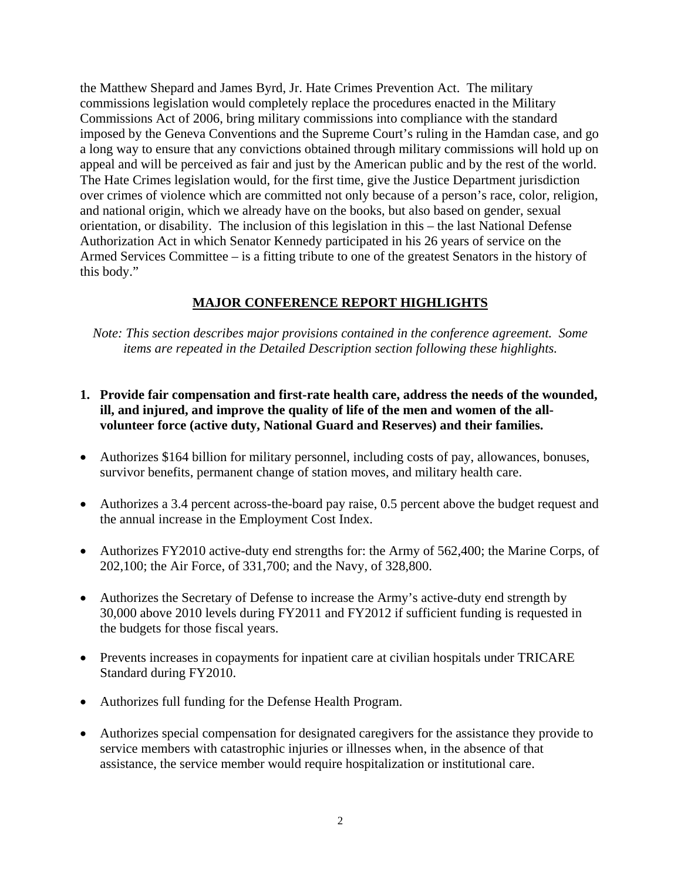the Matthew Shepard and James Byrd, Jr. Hate Crimes Prevention Act. The military commissions legislation would completely replace the procedures enacted in the Military Commissions Act of 2006, bring military commissions into compliance with the standard imposed by the Geneva Conventions and the Supreme Court's ruling in the Hamdan case, and go a long way to ensure that any convictions obtained through military commissions will hold up on appeal and will be perceived as fair and just by the American public and by the rest of the world. The Hate Crimes legislation would, for the first time, give the Justice Department jurisdiction over crimes of violence which are committed not only because of a person's race, color, religion, and national origin, which we already have on the books, but also based on gender, sexual orientation, or disability. The inclusion of this legislation in this – the last National Defense Authorization Act in which Senator Kennedy participated in his 26 years of service on the Armed Services Committee – is a fitting tribute to one of the greatest Senators in the history of this body."

## MAJOR CONFERENCE REPORT HIGHLIGHTS

*Note: This section describes major provisions contained in the conference agreement. Some items are repeated in the Detailed Description section following these highlights.*

**1. Provide fair compensation and first-rate health care, address the needs of the wounded, ill, and injured, and improve the quality of life of the men and women of the all-volunteer force (active duty, National Guard and Reserves) and their families.**

- Authorizes $164 billion for military personnel, including costs of pay, allowances, bonuses, survivor benefits, permanent change of station moves, and military health care.
- Authorizes a 3.4 percent across-the-board pay raise, 0.5 percent above the budget request and the annual increase in the Employment Cost Index.
- Authorizes FY2010 active-duty end strengths for: the Army of 562,400; the Marine Corps, of 202,100; the Air Force, of 331,700; and the Navy, of 328,800.
- Authorizes the Secretary of Defense to increase the Army's active-duty end strength by 30,000 above 2010 levels during FY2011 and FY2012 if sufficient funding is requested in the budgets for those fiscal years.
- Prevents increases in copayments for inpatient care at civilian hospitals under TRICARE Standard during FY2010.
- Authorizes full funding for the Defense Health Program.
- Authorizes special compensation for designated caregivers for the assistance they provide to service members with catastrophic injuries or illnesses when, in the absence of that assistance, the service member would require hospitalization or institutional care.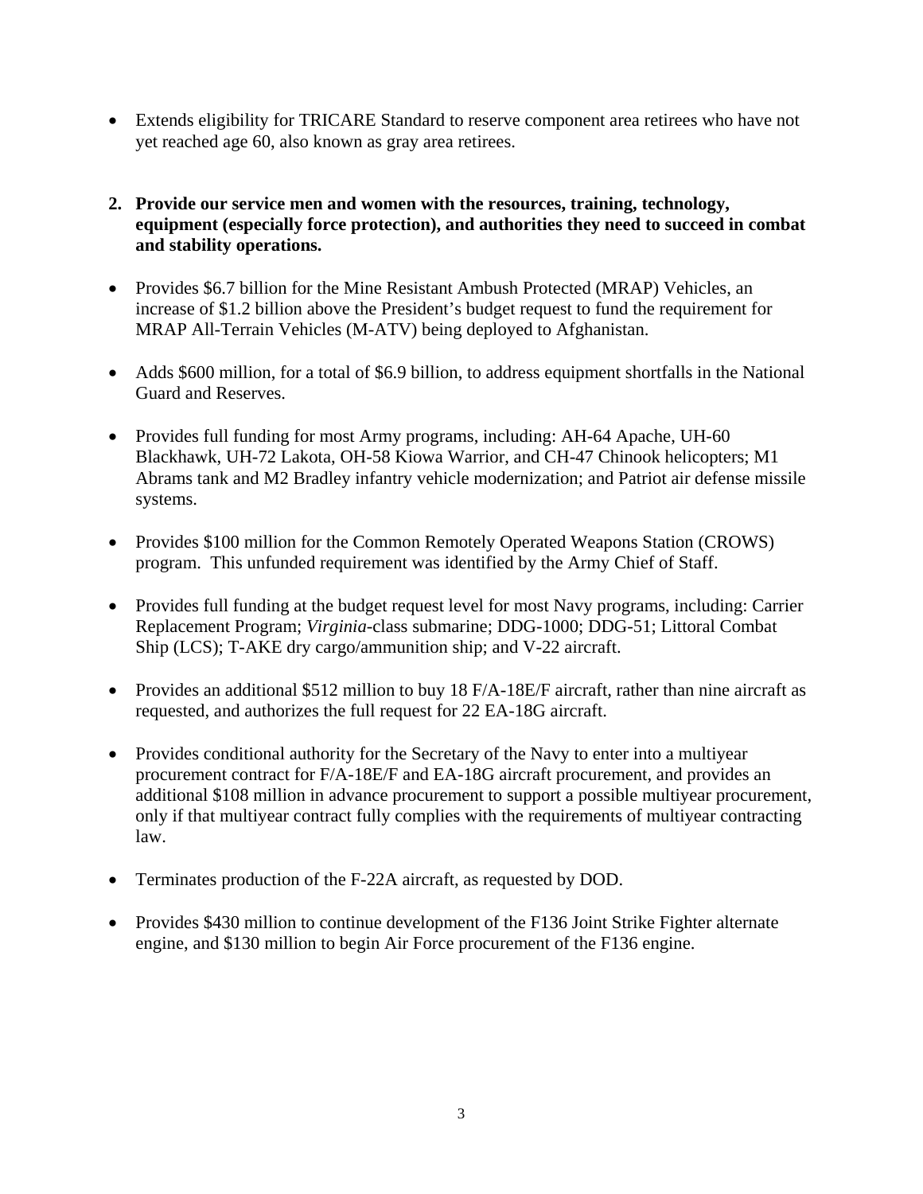- Extends eligibility for TRICARE Standard to reserve component area retirees who have not yet reached age 60, also known as gray area retirees.

**2. Provide our service men and women with the resources, training, technology, equipment (especially force protection), and authorities they need to succeed in combat and stability operations.**

- Provides $6.7 billion for the Mine Resistant Ambush Protected (MRAP) Vehicles, an increase of $1.2 billion above the President's budget request to fund the requirement for MRAP All-Terrain Vehicles (M-ATV) being deployed to Afghanistan.

- Adds $600 million, for a total of $6.9 billion, to address equipment shortfalls in the National Guard and Reserves.

- Provides full funding for most Army programs, including: AH-64 Apache, UH-60 Blackhawk, UH-72 Lakota, OH-58 Kiowa Warrior, and CH-47 Chinook helicopters; M1 Abrams tank and M2 Bradley infantry vehicle modernization; and Patriot air defense missile systems.

- Provides $100 million for the Common Remotely Operated Weapons Station (CROWS) program. This unfunded requirement was identified by the Army Chief of Staff.

- Provides full funding at the budget request level for most Navy programs, including: Carrier Replacement Program; *Virginia*-class submarine; DDG-1000; DDG-51; Littoral Combat Ship (LCS); T-AKE dry cargo/ammunition ship; and V-22 aircraft.

- Provides an additional $512 million to buy 18 F/A-18E/F aircraft, rather than nine aircraft as requested, and authorizes the full request for 22 EA-18G aircraft.

- Provides conditional authority for the Secretary of the Navy to enter into a multiyear procurement contract for F/A-18E/F and EA-18G aircraft procurement, and provides an additional $108 million in advance procurement to support a possible multiyear procurement, only if that multiyear contract fully complies with the requirements of multiyear contracting law.

- Terminates production of the F-22A aircraft, as requested by DOD.

- Provides $430 million to continue development of the F136 Joint Strike Fighter alternate engine, and $130 million to begin Air Force procurement of the F136 engine.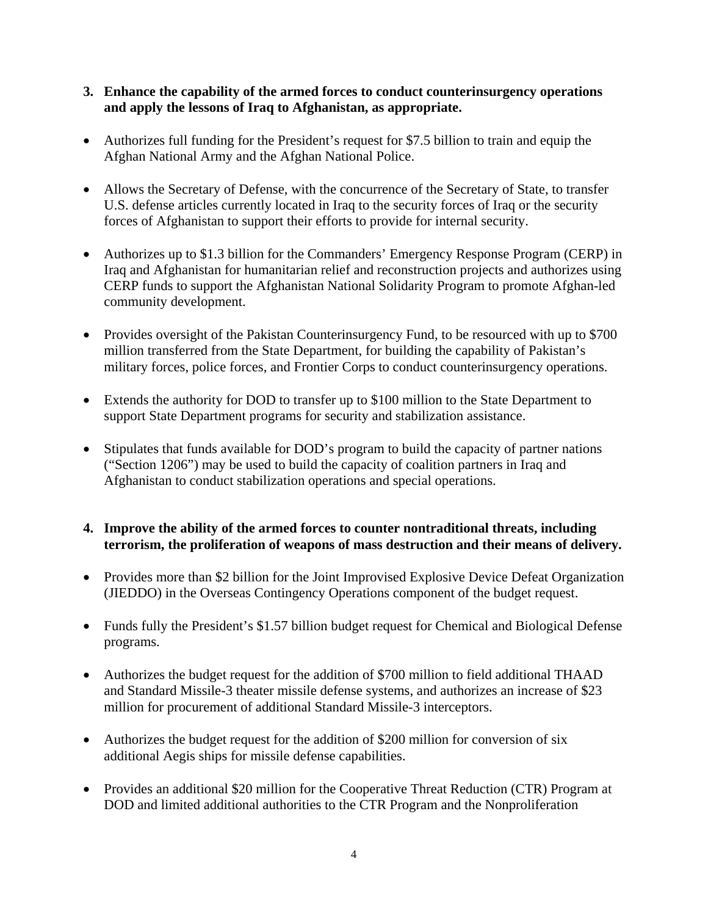**3. Enhance the capability of the armed forces to conduct counterinsurgency operations and apply the lessons of Iraq to Afghanistan, as appropriate.**

- Authorizes full funding for the President's request for $7.5 billion to train and equip the Afghan National Army and the Afghan National Police.
- Allows the Secretary of Defense, with the concurrence of the Secretary of State, to transfer U.S. defense articles currently located in Iraq to the security forces of Iraq or the security forces of Afghanistan to support their efforts to provide for internal security.
- Authorizes up to $1.3 billion for the Commanders' Emergency Response Program (CERP) in Iraq and Afghanistan for humanitarian relief and reconstruction projects and authorizes using CERP funds to support the Afghanistan National Solidarity Program to promote Afghan-led community development.
- Provides oversight of the Pakistan Counterinsurgency Fund, to be resourced with up to $700 million transferred from the State Department, for building the capability of Pakistan's military forces, police forces, and Frontier Corps to conduct counterinsurgency operations.
- Extends the authority for DOD to transfer up to $100 million to the State Department to support State Department programs for security and stabilization assistance.
- Stipulates that funds available for DOD's program to build the capacity of partner nations ("Section 1206") may be used to build the capacity of coalition partners in Iraq and Afghanistan to conduct stabilization operations and special operations.

**4. Improve the ability of the armed forces to counter nontraditional threats, including terrorism, the proliferation of weapons of mass destruction and their means of delivery.**

- Provides more than $2 billion for the Joint Improvised Explosive Device Defeat Organization (JIEDDO) in the Overseas Contingency Operations component of the budget request.
- Funds fully the President's $1.57 billion budget request for Chemical and Biological Defense programs.
- Authorizes the budget request for the addition of $700 million to field additional THAAD and Standard Missile-3 theater missile defense systems, and authorizes an increase of $23 million for procurement of additional Standard Missile-3 interceptors.
- Authorizes the budget request for the addition of $200 million for conversion of six additional Aegis ships for missile defense capabilities.
- Provides an additional $20 million for the Cooperative Threat Reduction (CTR) Program at DOD and limited additional authorities to the CTR Program and the Nonproliferation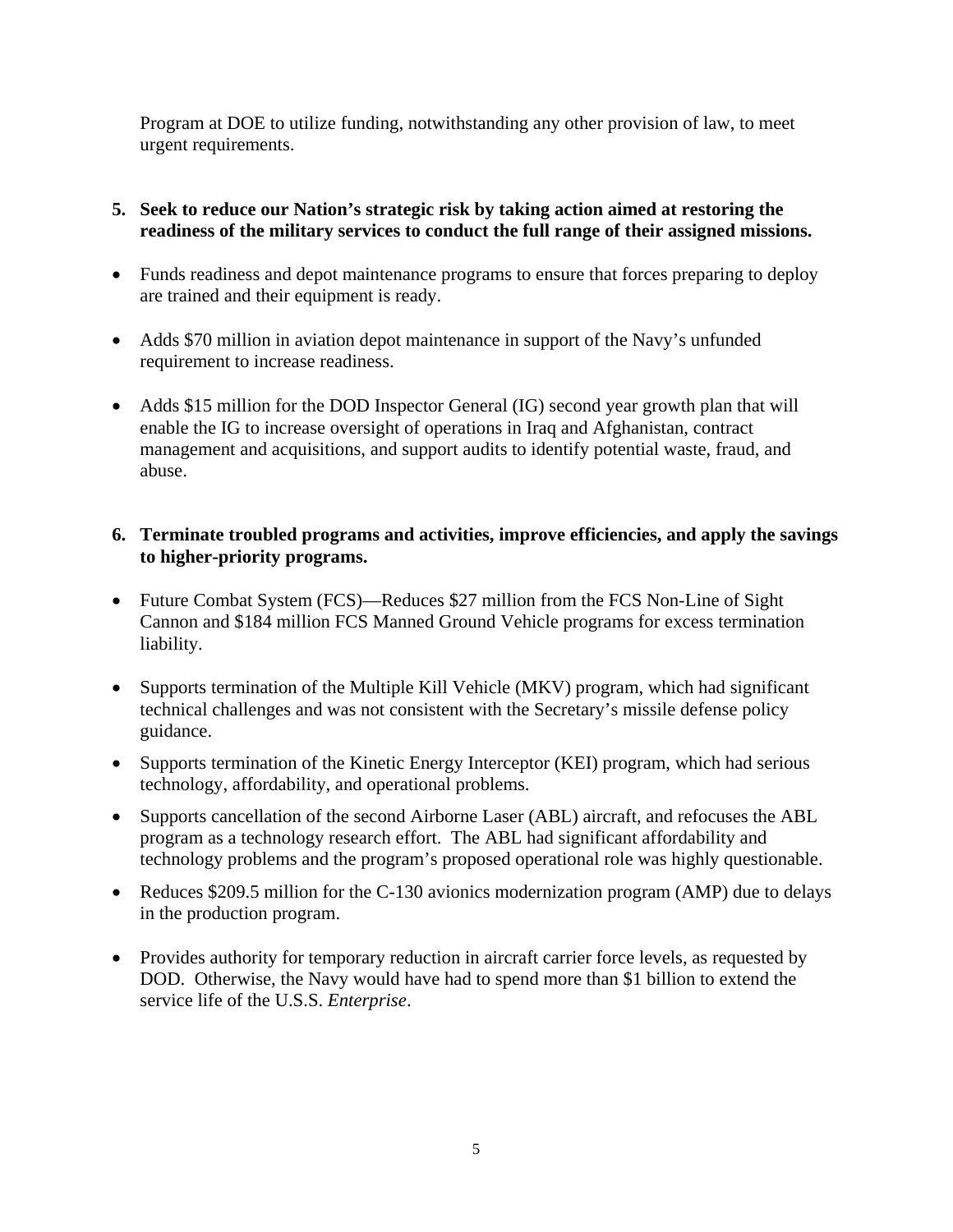Program at DOE to utilize funding, notwithstanding any other provision of law, to meet urgent requirements.

5. **Seek to reduce our Nation's strategic risk by taking action aimed at restoring the readiness of the military services to conduct the full range of their assigned missions.**

- Funds readiness and depot maintenance programs to ensure that forces preparing to deploy are trained and their equipment is ready.
- Adds $70 million in aviation depot maintenance in support of the Navy's unfunded requirement to increase readiness.
- Adds $15 million for the DOD Inspector General (IG) second year growth plan that will enable the IG to increase oversight of operations in Iraq and Afghanistan, contract management and acquisitions, and support audits to identify potential waste, fraud, and abuse.

6. **Terminate troubled programs and activities, improve efficiencies, and apply the savings to higher-priority programs.**

- Future Combat System (FCS)—Reduces $27 million from the FCS Non-Line of Sight Cannon and $184 million FCS Manned Ground Vehicle programs for excess termination liability.
- Supports termination of the Multiple Kill Vehicle (MKV) program, which had significant technical challenges and was not consistent with the Secretary's missile defense policy guidance.
- Supports termination of the Kinetic Energy Interceptor (KEI) program, which had serious technology, affordability, and operational problems.
- Supports cancellation of the second Airborne Laser (ABL) aircraft, and refocuses the ABL program as a technology research effort. The ABL had significant affordability and technology problems and the program's proposed operational role was highly questionable.
- Reduces $209.5 million for the C-130 avionics modernization program (AMP) due to delays in the production program.
- Provides authority for temporary reduction in aircraft carrier force levels, as requested by DOD. Otherwise, the Navy would have had to spend more than $1 billion to extend the service life of the U.S.S. *Enterprise*.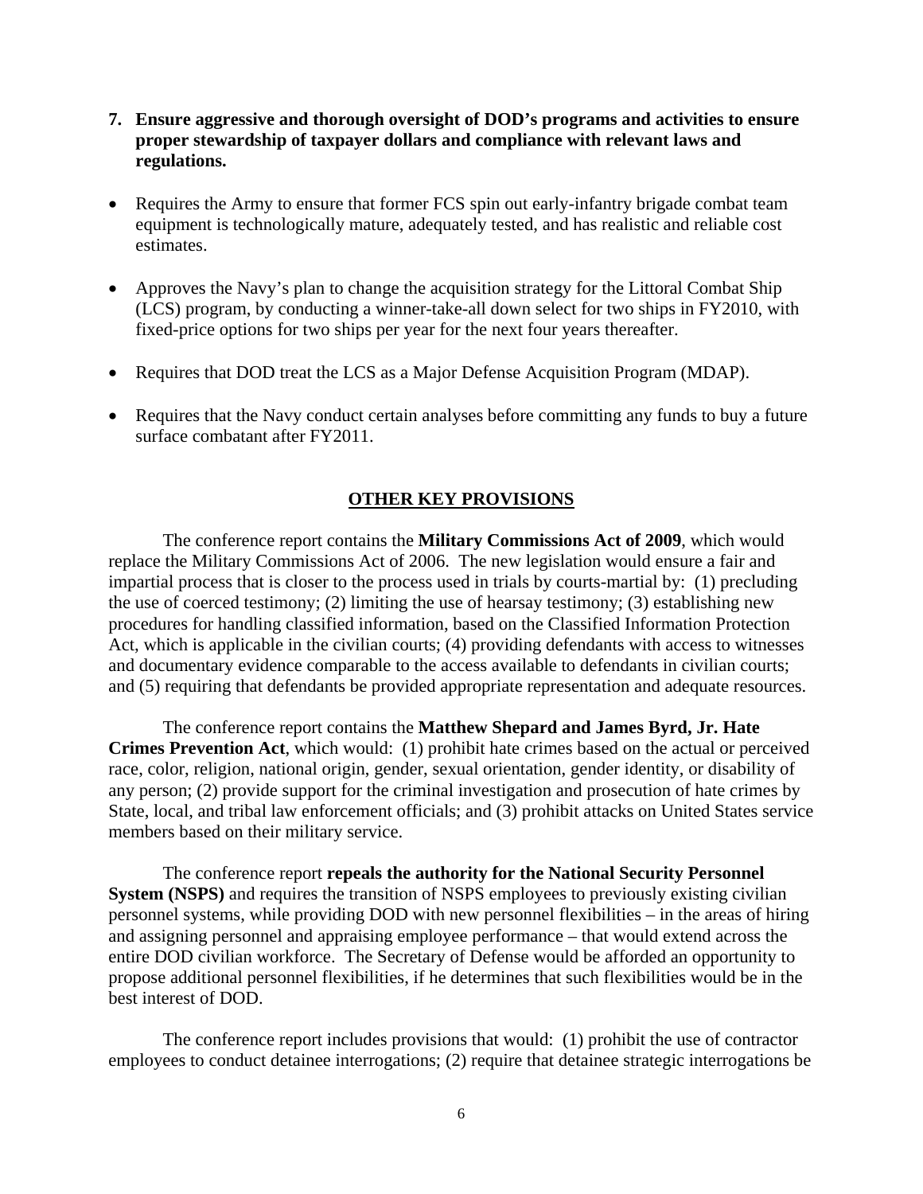**7. Ensure aggressive and thorough oversight of DOD's programs and activities to ensure proper stewardship of taxpayer dollars and compliance with relevant laws and regulations.**

- Requires the Army to ensure that former FCS spin out early-infantry brigade combat team equipment is technologically mature, adequately tested, and has realistic and reliable cost estimates.

- Approves the Navy's plan to change the acquisition strategy for the Littoral Combat Ship (LCS) program, by conducting a winner-take-all down select for two ships in FY2010, with fixed-price options for two ships per year for the next four years thereafter.

- Requires that DOD treat the LCS as a Major Defense Acquisition Program (MDAP).

- Requires that the Navy conduct certain analyses before committing any funds to buy a future surface combatant after FY2011.

## OTHER KEY PROVISIONS

The conference report contains the **Military Commissions Act of 2009**, which would replace the Military Commissions Act of 2006. The new legislation would ensure a fair and impartial process that is closer to the process used in trials by courts-martial by: (1) precluding the use of coerced testimony; (2) limiting the use of hearsay testimony; (3) establishing new procedures for handling classified information, based on the Classified Information Protection Act, which is applicable in the civilian courts; (4) providing defendants with access to witnesses and documentary evidence comparable to the access available to defendants in civilian courts; and (5) requiring that defendants be provided appropriate representation and adequate resources.

The conference report contains the **Matthew Shepard and James Byrd, Jr. Hate Crimes Prevention Act**, which would: (1) prohibit hate crimes based on the actual or perceived race, color, religion, national origin, gender, sexual orientation, gender identity, or disability of any person; (2) provide support for the criminal investigation and prosecution of hate crimes by State, local, and tribal law enforcement officials; and (3) prohibit attacks on United States service members based on their military service.

The conference report **repeals the authority for the National Security Personnel System (NSPS)** and requires the transition of NSPS employees to previously existing civilian personnel systems, while providing DOD with new personnel flexibilities – in the areas of hiring and assigning personnel and appraising employee performance – that would extend across the entire DOD civilian workforce. The Secretary of Defense would be afforded an opportunity to propose additional personnel flexibilities, if he determines that such flexibilities would be in the best interest of DOD.

The conference report includes provisions that would: (1) prohibit the use of contractor employees to conduct detainee interrogations; (2) require that detainee strategic interrogations be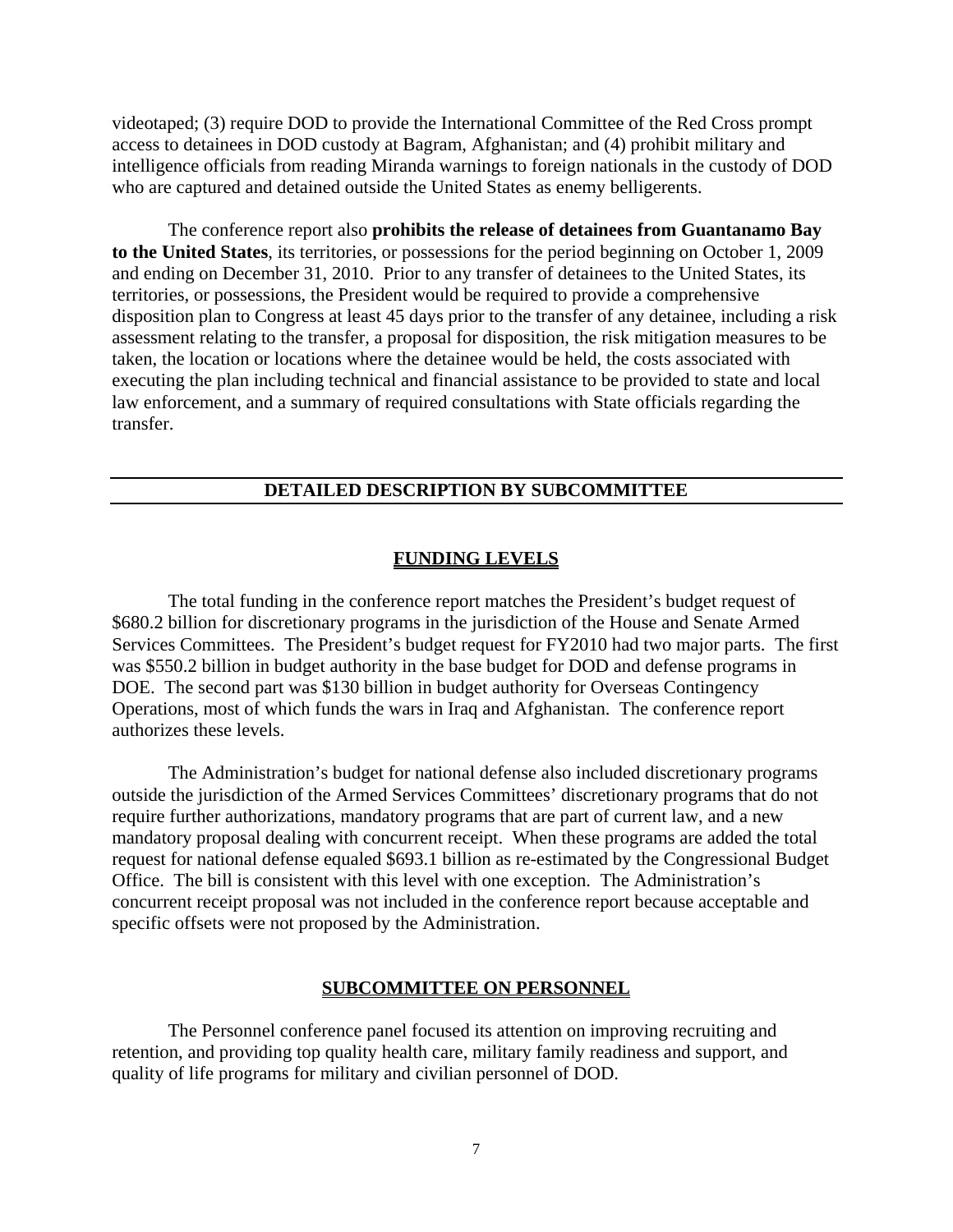videotaped; (3) require DOD to provide the International Committee of the Red Cross prompt access to detainees in DOD custody at Bagram, Afghanistan; and (4) prohibit military and intelligence officials from reading Miranda warnings to foreign nationals in the custody of DOD who are captured and detained outside the United States as enemy belligerents.

The conference report also **prohibits the release of detainees from Guantanamo Bay to the United States**, its territories, or possessions for the period beginning on October 1, 2009 and ending on December 31, 2010. Prior to any transfer of detainees to the United States, its territories, or possessions, the President would be required to provide a comprehensive disposition plan to Congress at least 45 days prior to the transfer of any detainee, including a risk assessment relating to the transfer, a proposal for disposition, the risk mitigation measures to be taken, the location or locations where the detainee would be held, the costs associated with executing the plan including technical and financial assistance to be provided to state and local law enforcement, and a summary of required consultations with State officials regarding the transfer.

## DETAILED DESCRIPTION BY SUBCOMMITTEE

### FUNDING LEVELS

The total funding in the conference report matches the President's budget request of \$680.2 billion for discretionary programs in the jurisdiction of the House and Senate Armed Services Committees. The President's budget request for FY2010 had two major parts. The first was \$550.2 billion in budget authority in the base budget for DOD and defense programs in DOE. The second part was \$130 billion in budget authority for Overseas Contingency Operations, most of which funds the wars in Iraq and Afghanistan. The conference report authorizes these levels.

The Administration's budget for national defense also included discretionary programs outside the jurisdiction of the Armed Services Committees' discretionary programs that do not require further authorizations, mandatory programs that are part of current law, and a new mandatory proposal dealing with concurrent receipt. When these programs are added the total request for national defense equaled \$693.1 billion as re-estimated by the Congressional Budget Office. The bill is consistent with this level with one exception. The Administration's concurrent receipt proposal was not included in the conference report because acceptable and specific offsets were not proposed by the Administration.

### SUBCOMMITTEE ON PERSONNEL

The Personnel conference panel focused its attention on improving recruiting and retention, and providing top quality health care, military family readiness and support, and quality of life programs for military and civilian personnel of DOD.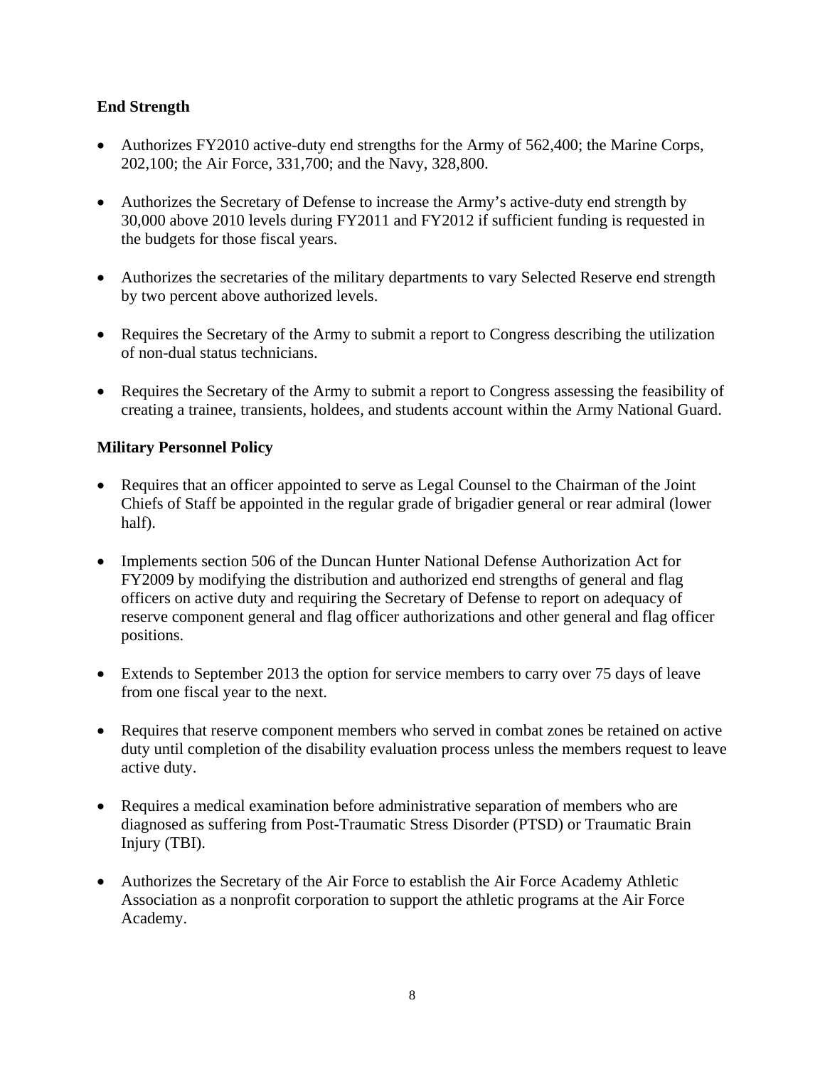## End Strength

- Authorizes FY2010 active-duty end strengths for the Army of 562,400; the Marine Corps, 202,100; the Air Force, 331,700; and the Navy, 328,800.
- Authorizes the Secretary of Defense to increase the Army's active-duty end strength by 30,000 above 2010 levels during FY2011 and FY2012 if sufficient funding is requested in the budgets for those fiscal years.
- Authorizes the secretaries of the military departments to vary Selected Reserve end strength by two percent above authorized levels.
- Requires the Secretary of the Army to submit a report to Congress describing the utilization of non-dual status technicians.
- Requires the Secretary of the Army to submit a report to Congress assessing the feasibility of creating a trainee, transients, holdees, and students account within the Army National Guard.

## Military Personnel Policy

- Requires that an officer appointed to serve as Legal Counsel to the Chairman of the Joint Chiefs of Staff be appointed in the regular grade of brigadier general or rear admiral (lower half).
- Implements section 506 of the Duncan Hunter National Defense Authorization Act for FY2009 by modifying the distribution and authorized end strengths of general and flag officers on active duty and requiring the Secretary of Defense to report on adequacy of reserve component general and flag officer authorizations and other general and flag officer positions.
- Extends to September 2013 the option for service members to carry over 75 days of leave from one fiscal year to the next.
- Requires that reserve component members who served in combat zones be retained on active duty until completion of the disability evaluation process unless the members request to leave active duty.
- Requires a medical examination before administrative separation of members who are diagnosed as suffering from Post-Traumatic Stress Disorder (PTSD) or Traumatic Brain Injury (TBI).
- Authorizes the Secretary of the Air Force to establish the Air Force Academy Athletic Association as a nonprofit corporation to support the athletic programs at the Air Force Academy.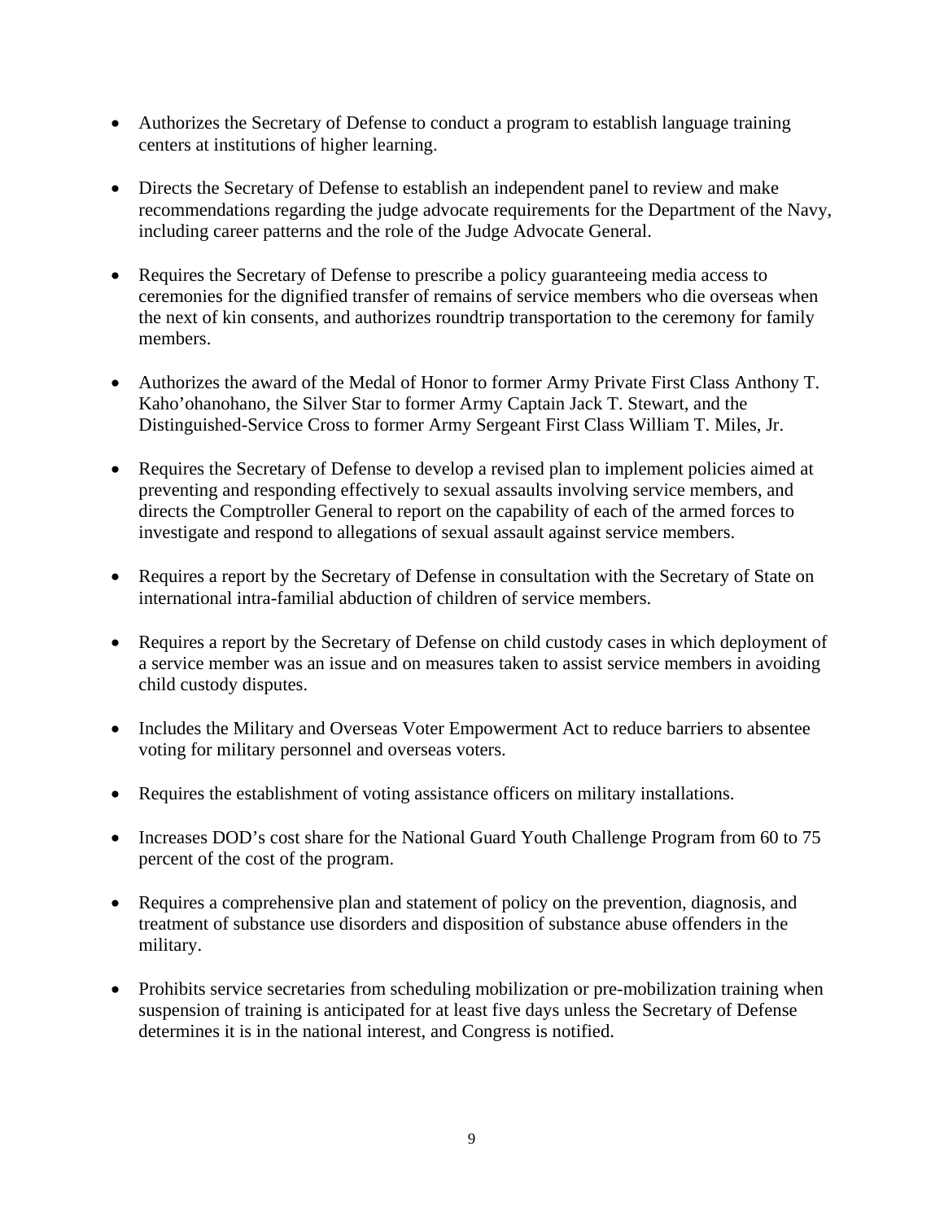- Authorizes the Secretary of Defense to conduct a program to establish language training centers at institutions of higher learning.

- Directs the Secretary of Defense to establish an independent panel to review and make recommendations regarding the judge advocate requirements for the Department of the Navy, including career patterns and the role of the Judge Advocate General.

- Requires the Secretary of Defense to prescribe a policy guaranteeing media access to ceremonies for the dignified transfer of remains of service members who die overseas when the next of kin consents, and authorizes roundtrip transportation to the ceremony for family members.

- Authorizes the award of the Medal of Honor to former Army Private First Class Anthony T. Kaho'ohanohano, the Silver Star to former Army Captain Jack T. Stewart, and the Distinguished-Service Cross to former Army Sergeant First Class William T. Miles, Jr.

- Requires the Secretary of Defense to develop a revised plan to implement policies aimed at preventing and responding effectively to sexual assaults involving service members, and directs the Comptroller General to report on the capability of each of the armed forces to investigate and respond to allegations of sexual assault against service members.

- Requires a report by the Secretary of Defense in consultation with the Secretary of State on international intra-familial abduction of children of service members.

- Requires a report by the Secretary of Defense on child custody cases in which deployment of a service member was an issue and on measures taken to assist service members in avoiding child custody disputes.

- Includes the Military and Overseas Voter Empowerment Act to reduce barriers to absentee voting for military personnel and overseas voters.

- Requires the establishment of voting assistance officers on military installations.

- Increases DOD's cost share for the National Guard Youth Challenge Program from 60 to 75 percent of the cost of the program.

- Requires a comprehensive plan and statement of policy on the prevention, diagnosis, and treatment of substance use disorders and disposition of substance abuse offenders in the military.

- Prohibits service secretaries from scheduling mobilization or pre-mobilization training when suspension of training is anticipated for at least five days unless the Secretary of Defense determines it is in the national interest, and Congress is notified.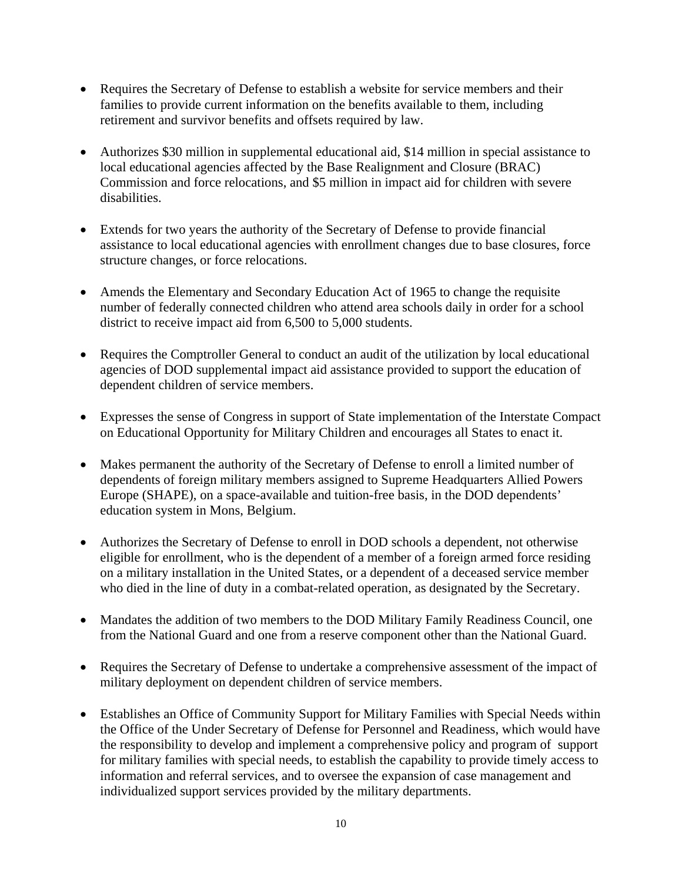- Requires the Secretary of Defense to establish a website for service members and their families to provide current information on the benefits available to them, including retirement and survivor benefits and offsets required by law.

- Authorizes $30 million in supplemental educational aid, $14 million in special assistance to local educational agencies affected by the Base Realignment and Closure (BRAC) Commission and force relocations, and $5 million in impact aid for children with severe disabilities.

- Extends for two years the authority of the Secretary of Defense to provide financial assistance to local educational agencies with enrollment changes due to base closures, force structure changes, or force relocations.

- Amends the Elementary and Secondary Education Act of 1965 to change the requisite number of federally connected children who attend area schools daily in order for a school district to receive impact aid from 6,500 to 5,000 students.

- Requires the Comptroller General to conduct an audit of the utilization by local educational agencies of DOD supplemental impact aid assistance provided to support the education of dependent children of service members.

- Expresses the sense of Congress in support of State implementation of the Interstate Compact on Educational Opportunity for Military Children and encourages all States to enact it.

- Makes permanent the authority of the Secretary of Defense to enroll a limited number of dependents of foreign military members assigned to Supreme Headquarters Allied Powers Europe (SHAPE), on a space-available and tuition-free basis, in the DOD dependents' education system in Mons, Belgium.

- Authorizes the Secretary of Defense to enroll in DOD schools a dependent, not otherwise eligible for enrollment, who is the dependent of a member of a foreign armed force residing on a military installation in the United States, or a dependent of a deceased service member who died in the line of duty in a combat-related operation, as designated by the Secretary.

- Mandates the addition of two members to the DOD Military Family Readiness Council, one from the National Guard and one from a reserve component other than the National Guard.

- Requires the Secretary of Defense to undertake a comprehensive assessment of the impact of military deployment on dependent children of service members.

- Establishes an Office of Community Support for Military Families with Special Needs within the Office of the Under Secretary of Defense for Personnel and Readiness, which would have the responsibility to develop and implement a comprehensive policy and program of support for military families with special needs, to establish the capability to provide timely access to information and referral services, and to oversee the expansion of case management and individualized support services provided by the military departments.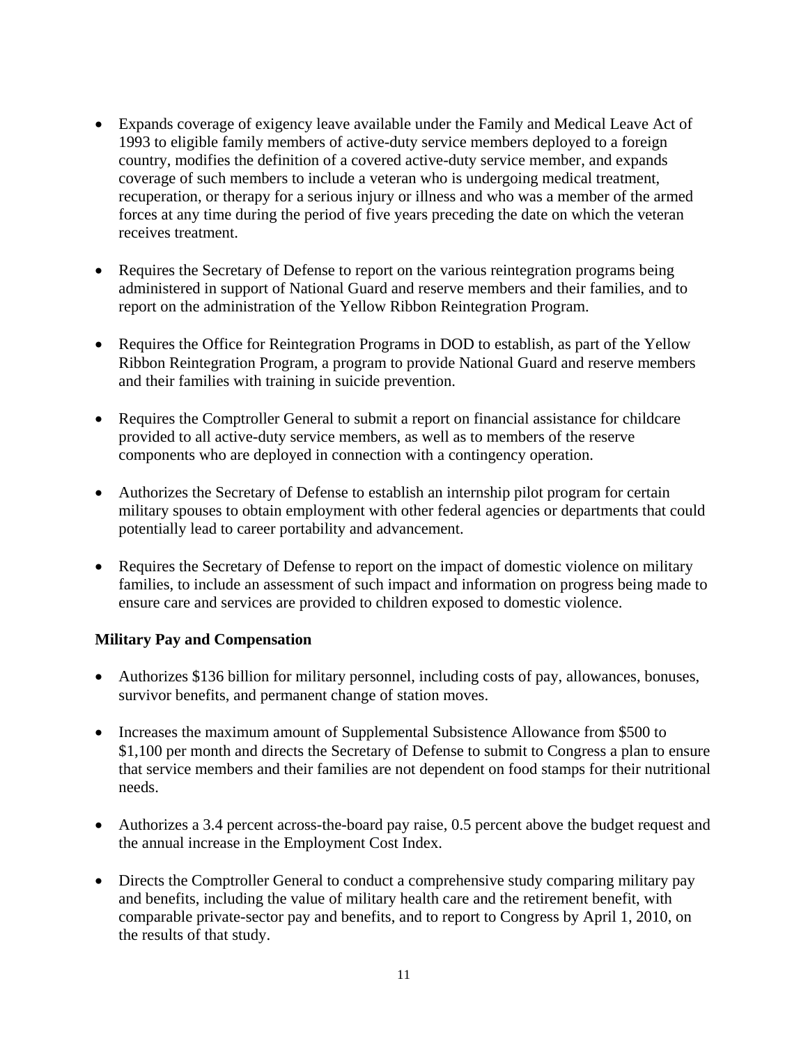- Expands coverage of exigency leave available under the Family and Medical Leave Act of 1993 to eligible family members of active-duty service members deployed to a foreign country, modifies the definition of a covered active-duty service member, and expands coverage of such members to include a veteran who is undergoing medical treatment, recuperation, or therapy for a serious injury or illness and who was a member of the armed forces at any time during the period of five years preceding the date on which the veteran receives treatment.

- Requires the Secretary of Defense to report on the various reintegration programs being administered in support of National Guard and reserve members and their families, and to report on the administration of the Yellow Ribbon Reintegration Program.

- Requires the Office for Reintegration Programs in DOD to establish, as part of the Yellow Ribbon Reintegration Program, a program to provide National Guard and reserve members and their families with training in suicide prevention.

- Requires the Comptroller General to submit a report on financial assistance for childcare provided to all active-duty service members, as well as to members of the reserve components who are deployed in connection with a contingency operation.

- Authorizes the Secretary of Defense to establish an internship pilot program for certain military spouses to obtain employment with other federal agencies or departments that could potentially lead to career portability and advancement.

- Requires the Secretary of Defense to report on the impact of domestic violence on military families, to include an assessment of such impact and information on progress being made to ensure care and services are provided to children exposed to domestic violence.

**Military Pay and Compensation**

- Authorizes $136 billion for military personnel, including costs of pay, allowances, bonuses, survivor benefits, and permanent change of station moves.

- Increases the maximum amount of Supplemental Subsistence Allowance from $500 to $1,100 per month and directs the Secretary of Defense to submit to Congress a plan to ensure that service members and their families are not dependent on food stamps for their nutritional needs.

- Authorizes a 3.4 percent across-the-board pay raise, 0.5 percent above the budget request and the annual increase in the Employment Cost Index.

- Directs the Comptroller General to conduct a comprehensive study comparing military pay and benefits, including the value of military health care and the retirement benefit, with comparable private-sector pay and benefits, and to report to Congress by April 1, 2010, on the results of that study.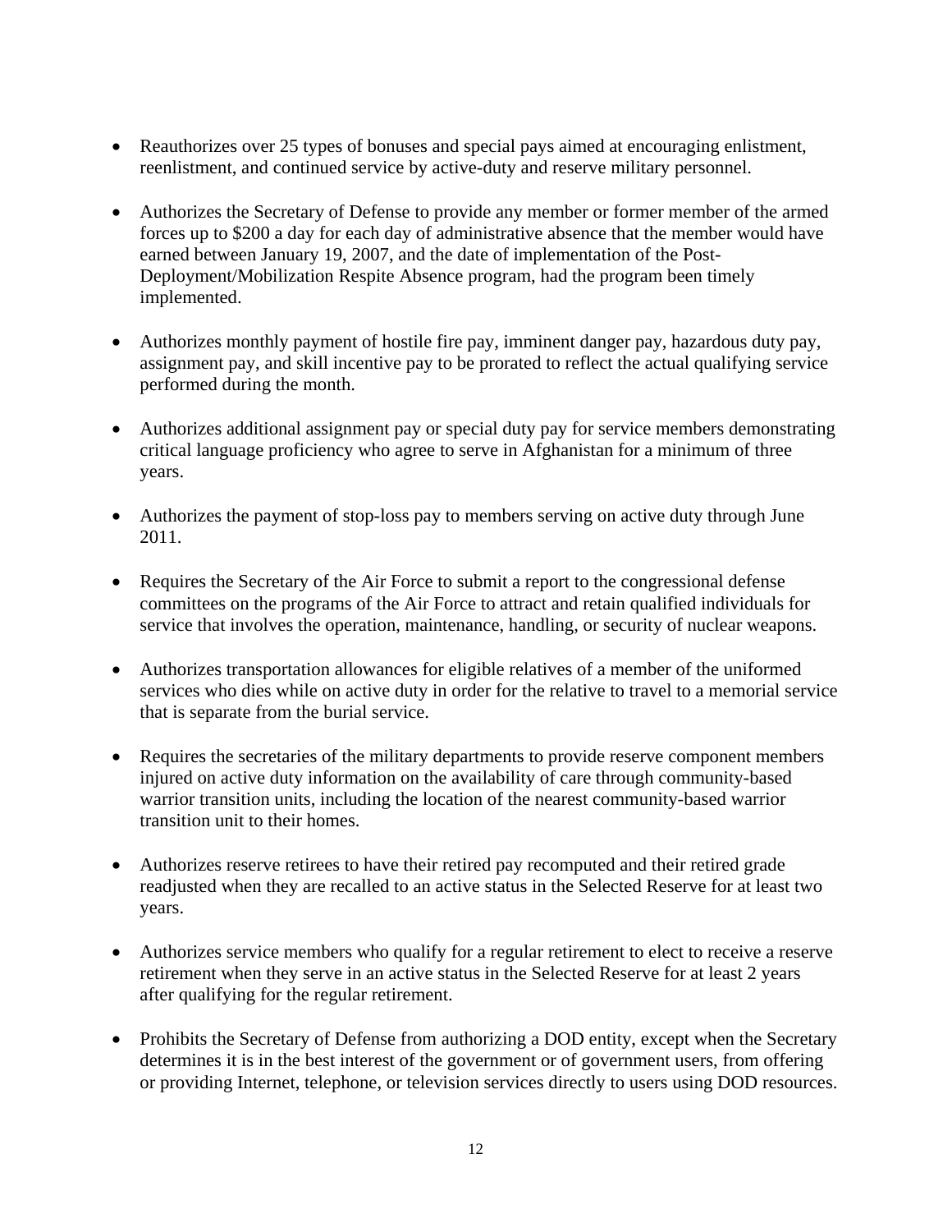- Reauthorizes over 25 types of bonuses and special pays aimed at encouraging enlistment, reenlistment, and continued service by active-duty and reserve military personnel.

- Authorizes the Secretary of Defense to provide any member or former member of the armed forces up to $200 a day for each day of administrative absence that the member would have earned between January 19, 2007, and the date of implementation of the Post-Deployment/Mobilization Respite Absence program, had the program been timely implemented.

- Authorizes monthly payment of hostile fire pay, imminent danger pay, hazardous duty pay, assignment pay, and skill incentive pay to be prorated to reflect the actual qualifying service performed during the month.

- Authorizes additional assignment pay or special duty pay for service members demonstrating critical language proficiency who agree to serve in Afghanistan for a minimum of three years.

- Authorizes the payment of stop-loss pay to members serving on active duty through June 2011.

- Requires the Secretary of the Air Force to submit a report to the congressional defense committees on the programs of the Air Force to attract and retain qualified individuals for service that involves the operation, maintenance, handling, or security of nuclear weapons.

- Authorizes transportation allowances for eligible relatives of a member of the uniformed services who dies while on active duty in order for the relative to travel to a memorial service that is separate from the burial service.

- Requires the secretaries of the military departments to provide reserve component members injured on active duty information on the availability of care through community-based warrior transition units, including the location of the nearest community-based warrior transition unit to their homes.

- Authorizes reserve retirees to have their retired pay recomputed and their retired grade readjusted when they are recalled to an active status in the Selected Reserve for at least two years.

- Authorizes service members who qualify for a regular retirement to elect to receive a reserve retirement when they serve in an active status in the Selected Reserve for at least 2 years after qualifying for the regular retirement.

- Prohibits the Secretary of Defense from authorizing a DOD entity, except when the Secretary determines it is in the best interest of the government or of government users, from offering or providing Internet, telephone, or television services directly to users using DOD resources.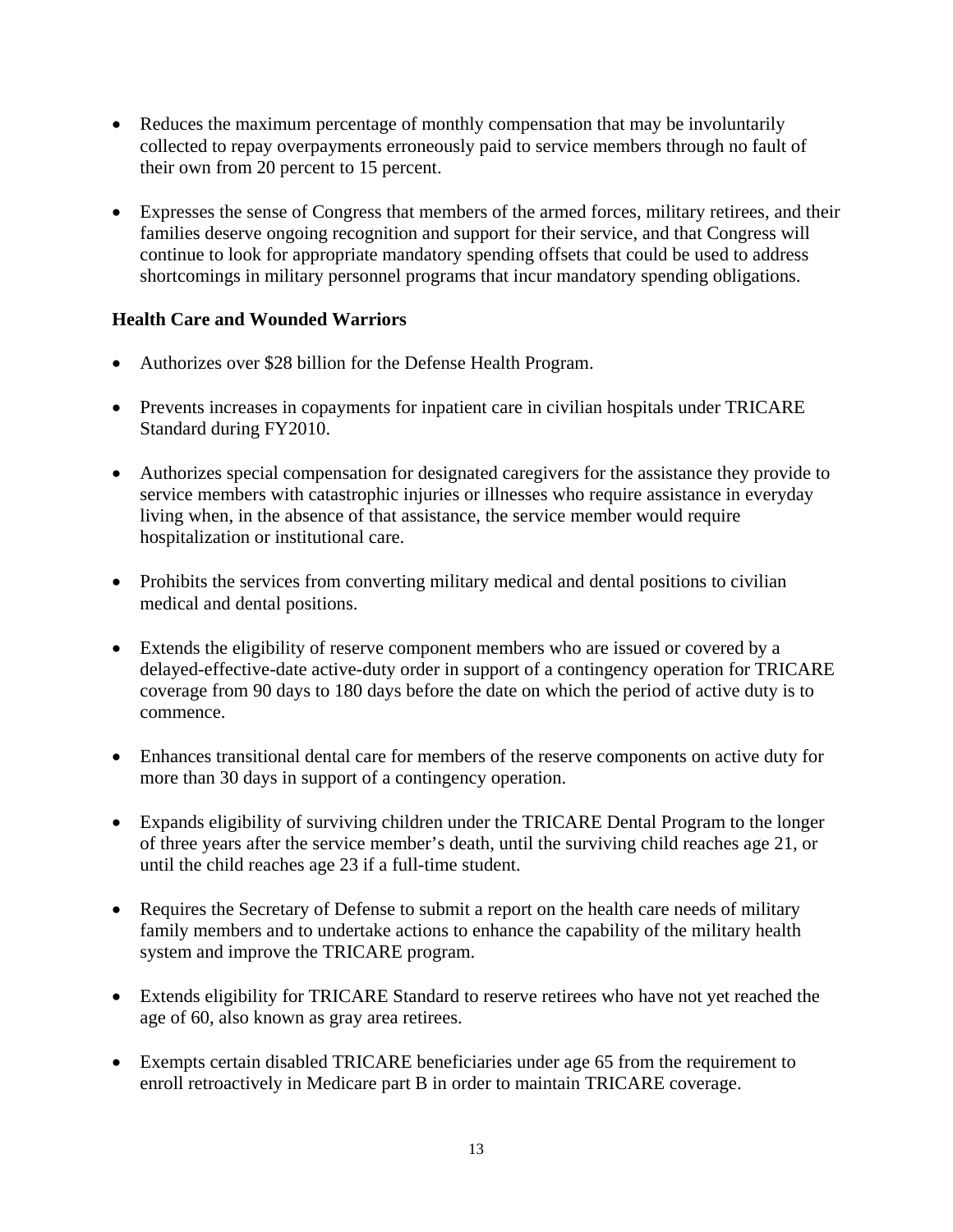- Reduces the maximum percentage of monthly compensation that may be involuntarily collected to repay overpayments erroneously paid to service members through no fault of their own from 20 percent to 15 percent.

- Expresses the sense of Congress that members of the armed forces, military retirees, and their families deserve ongoing recognition and support for their service, and that Congress will continue to look for appropriate mandatory spending offsets that could be used to address shortcomings in military personnel programs that incur mandatory spending obligations.

**Health Care and Wounded Warriors**

- Authorizes over $28 billion for the Defense Health Program.

- Prevents increases in copayments for inpatient care in civilian hospitals under TRICARE Standard during FY2010.

- Authorizes special compensation for designated caregivers for the assistance they provide to service members with catastrophic injuries or illnesses who require assistance in everyday living when, in the absence of that assistance, the service member would require hospitalization or institutional care.

- Prohibits the services from converting military medical and dental positions to civilian medical and dental positions.

- Extends the eligibility of reserve component members who are issued or covered by a delayed-effective-date active-duty order in support of a contingency operation for TRICARE coverage from 90 days to 180 days before the date on which the period of active duty is to commence.

- Enhances transitional dental care for members of the reserve components on active duty for more than 30 days in support of a contingency operation.

- Expands eligibility of surviving children under the TRICARE Dental Program to the longer of three years after the service member's death, until the surviving child reaches age 21, or until the child reaches age 23 if a full-time student.

- Requires the Secretary of Defense to submit a report on the health care needs of military family members and to undertake actions to enhance the capability of the military health system and improve the TRICARE program.

- Extends eligibility for TRICARE Standard to reserve retirees who have not yet reached the age of 60, also known as gray area retirees.

- Exempts certain disabled TRICARE beneficiaries under age 65 from the requirement to enroll retroactively in Medicare part B in order to maintain TRICARE coverage.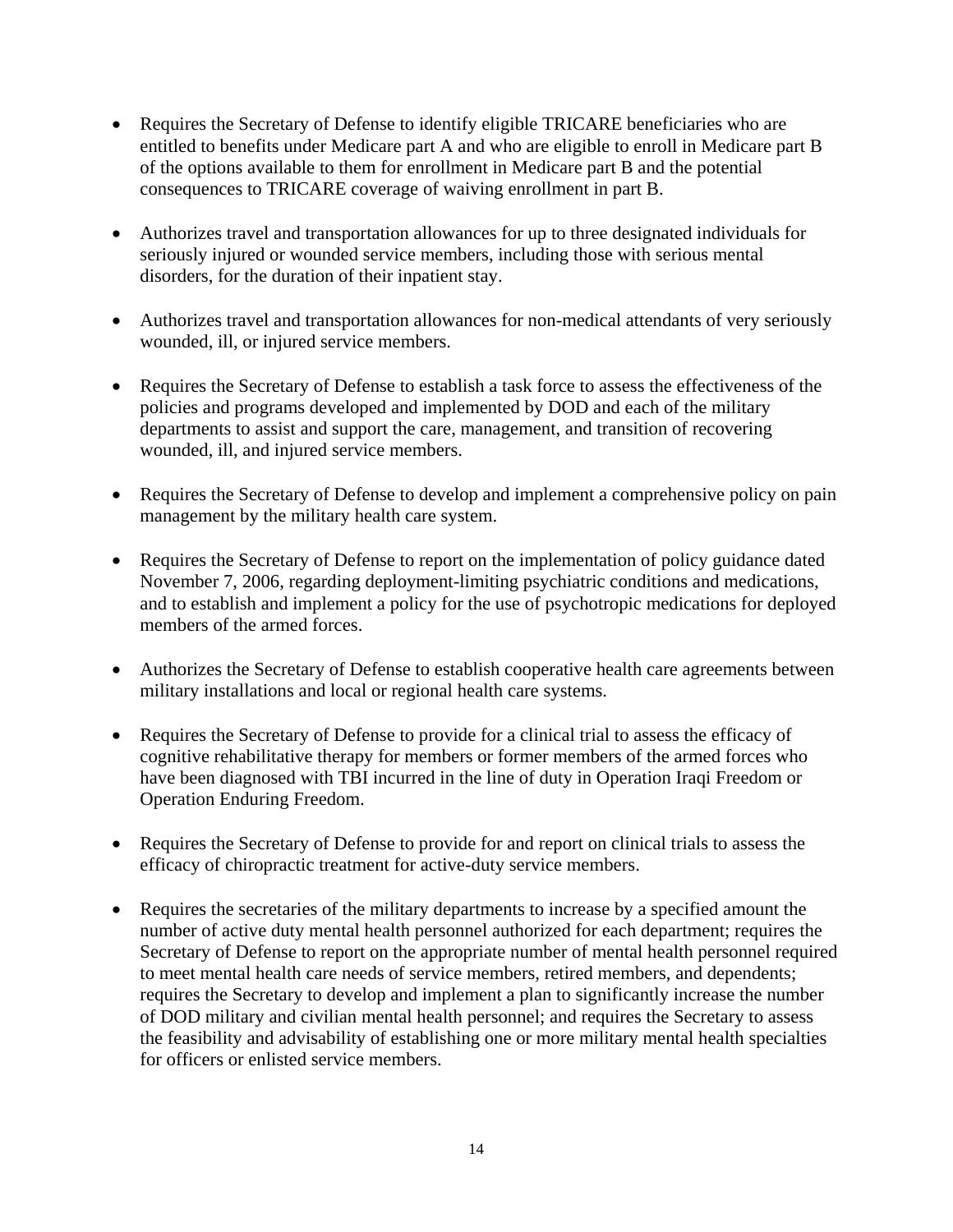- Requires the Secretary of Defense to identify eligible TRICARE beneficiaries who are entitled to benefits under Medicare part A and who are eligible to enroll in Medicare part B of the options available to them for enrollment in Medicare part B and the potential consequences to TRICARE coverage of waiving enrollment in part B.

- Authorizes travel and transportation allowances for up to three designated individuals for seriously injured or wounded service members, including those with serious mental disorders, for the duration of their inpatient stay.

- Authorizes travel and transportation allowances for non-medical attendants of very seriously wounded, ill, or injured service members.

- Requires the Secretary of Defense to establish a task force to assess the effectiveness of the policies and programs developed and implemented by DOD and each of the military departments to assist and support the care, management, and transition of recovering wounded, ill, and injured service members.

- Requires the Secretary of Defense to develop and implement a comprehensive policy on pain management by the military health care system.

- Requires the Secretary of Defense to report on the implementation of policy guidance dated November 7, 2006, regarding deployment-limiting psychiatric conditions and medications, and to establish and implement a policy for the use of psychotropic medications for deployed members of the armed forces.

- Authorizes the Secretary of Defense to establish cooperative health care agreements between military installations and local or regional health care systems.

- Requires the Secretary of Defense to provide for a clinical trial to assess the efficacy of cognitive rehabilitative therapy for members or former members of the armed forces who have been diagnosed with TBI incurred in the line of duty in Operation Iraqi Freedom or Operation Enduring Freedom.

- Requires the Secretary of Defense to provide for and report on clinical trials to assess the efficacy of chiropractic treatment for active-duty service members.

- Requires the secretaries of the military departments to increase by a specified amount the number of active duty mental health personnel authorized for each department; requires the Secretary of Defense to report on the appropriate number of mental health personnel required to meet mental health care needs of service members, retired members, and dependents; requires the Secretary to develop and implement a plan to significantly increase the number of DOD military and civilian mental health personnel; and requires the Secretary to assess the feasibility and advisability of establishing one or more military mental health specialties for officers or enlisted service members.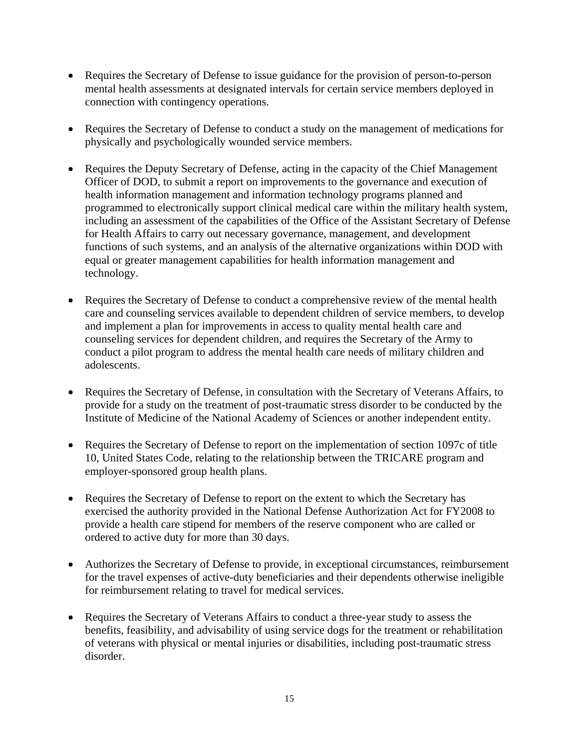- Requires the Secretary of Defense to issue guidance for the provision of person-to-person mental health assessments at designated intervals for certain service members deployed in connection with contingency operations.

- Requires the Secretary of Defense to conduct a study on the management of medications for physically and psychologically wounded service members.

- Requires the Deputy Secretary of Defense, acting in the capacity of the Chief Management Officer of DOD, to submit a report on improvements to the governance and execution of health information management and information technology programs planned and programmed to electronically support clinical medical care within the military health system, including an assessment of the capabilities of the Office of the Assistant Secretary of Defense for Health Affairs to carry out necessary governance, management, and development functions of such systems, and an analysis of the alternative organizations within DOD with equal or greater management capabilities for health information management and technology.

- Requires the Secretary of Defense to conduct a comprehensive review of the mental health care and counseling services available to dependent children of service members, to develop and implement a plan for improvements in access to quality mental health care and counseling services for dependent children, and requires the Secretary of the Army to conduct a pilot program to address the mental health care needs of military children and adolescents.

- Requires the Secretary of Defense, in consultation with the Secretary of Veterans Affairs, to provide for a study on the treatment of post-traumatic stress disorder to be conducted by the Institute of Medicine of the National Academy of Sciences or another independent entity.

- Requires the Secretary of Defense to report on the implementation of section 1097c of title 10, United States Code, relating to the relationship between the TRICARE program and employer-sponsored group health plans.

- Requires the Secretary of Defense to report on the extent to which the Secretary has exercised the authority provided in the National Defense Authorization Act for FY2008 to provide a health care stipend for members of the reserve component who are called or ordered to active duty for more than 30 days.

- Authorizes the Secretary of Defense to provide, in exceptional circumstances, reimbursement for the travel expenses of active-duty beneficiaries and their dependents otherwise ineligible for reimbursement relating to travel for medical services.

- Requires the Secretary of Veterans Affairs to conduct a three-year study to assess the benefits, feasibility, and advisability of using service dogs for the treatment or rehabilitation of veterans with physical or mental injuries or disabilities, including post-traumatic stress disorder.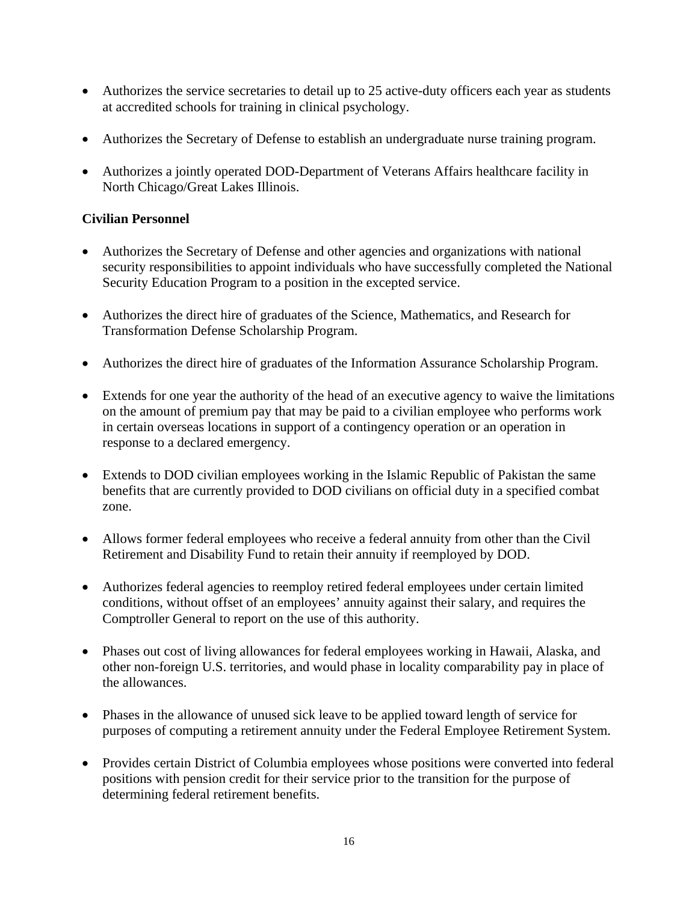- Authorizes the service secretaries to detail up to 25 active-duty officers each year as students at accredited schools for training in clinical psychology.

- Authorizes the Secretary of Defense to establish an undergraduate nurse training program.

- Authorizes a jointly operated DOD-Department of Veterans Affairs healthcare facility in North Chicago/Great Lakes Illinois.

**Civilian Personnel**

- Authorizes the Secretary of Defense and other agencies and organizations with national security responsibilities to appoint individuals who have successfully completed the National Security Education Program to a position in the excepted service.

- Authorizes the direct hire of graduates of the Science, Mathematics, and Research for Transformation Defense Scholarship Program.

- Authorizes the direct hire of graduates of the Information Assurance Scholarship Program.

- Extends for one year the authority of the head of an executive agency to waive the limitations on the amount of premium pay that may be paid to a civilian employee who performs work in certain overseas locations in support of a contingency operation or an operation in response to a declared emergency.

- Extends to DOD civilian employees working in the Islamic Republic of Pakistan the same benefits that are currently provided to DOD civilians on official duty in a specified combat zone.

- Allows former federal employees who receive a federal annuity from other than the Civil Retirement and Disability Fund to retain their annuity if reemployed by DOD.

- Authorizes federal agencies to reemploy retired federal employees under certain limited conditions, without offset of an employees' annuity against their salary, and requires the Comptroller General to report on the use of this authority.

- Phases out cost of living allowances for federal employees working in Hawaii, Alaska, and other non-foreign U.S. territories, and would phase in locality comparability pay in place of the allowances.

- Phases in the allowance of unused sick leave to be applied toward length of service for purposes of computing a retirement annuity under the Federal Employee Retirement System.

- Provides certain District of Columbia employees whose positions were converted into federal positions with pension credit for their service prior to the transition for the purpose of determining federal retirement benefits.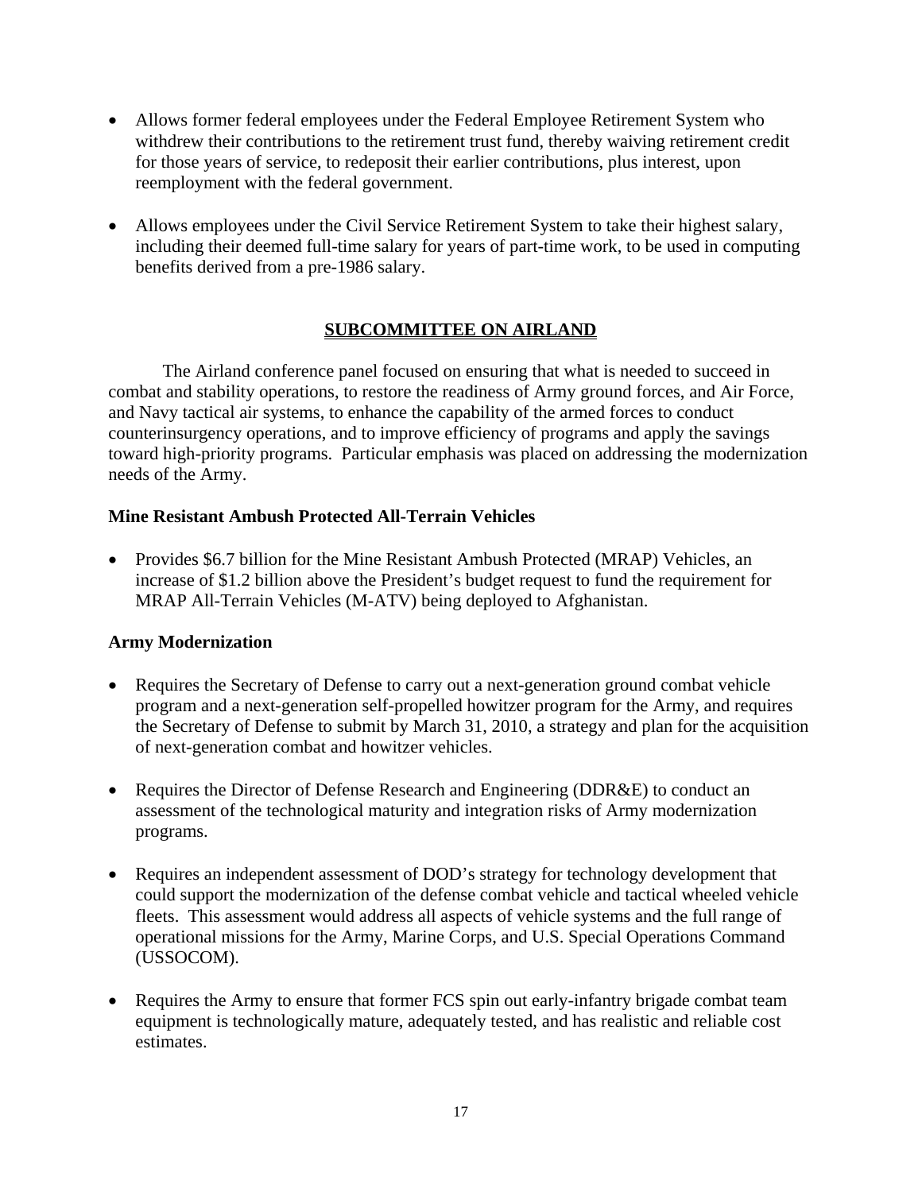- Allows former federal employees under the Federal Employee Retirement System who withdrew their contributions to the retirement trust fund, thereby waiving retirement credit for those years of service, to redeposit their earlier contributions, plus interest, upon reemployment with the federal government.

- Allows employees under the Civil Service Retirement System to take their highest salary, including their deemed full-time salary for years of part-time work, to be used in computing benefits derived from a pre-1986 salary.

## SUBCOMMITTEE ON AIRLAND

The Airland conference panel focused on ensuring that what is needed to succeed in combat and stability operations, to restore the readiness of Army ground forces, and Air Force, and Navy tactical air systems, to enhance the capability of the armed forces to conduct counterinsurgency operations, and to improve efficiency of programs and apply the savings toward high-priority programs. Particular emphasis was placed on addressing the modernization needs of the Army.

### Mine Resistant Ambush Protected All-Terrain Vehicles

- Provides $6.7 billion for the Mine Resistant Ambush Protected (MRAP) Vehicles, an increase of $1.2 billion above the President's budget request to fund the requirement for MRAP All-Terrain Vehicles (M-ATV) being deployed to Afghanistan.

### Army Modernization

- Requires the Secretary of Defense to carry out a next-generation ground combat vehicle program and a next-generation self-propelled howitzer program for the Army, and requires the Secretary of Defense to submit by March 31, 2010, a strategy and plan for the acquisition of next-generation combat and howitzer vehicles.

- Requires the Director of Defense Research and Engineering (DDR&E) to conduct an assessment of the technological maturity and integration risks of Army modernization programs.

- Requires an independent assessment of DOD's strategy for technology development that could support the modernization of the defense combat vehicle and tactical wheeled vehicle fleets. This assessment would address all aspects of vehicle systems and the full range of operational missions for the Army, Marine Corps, and U.S. Special Operations Command (USSOCOM).

- Requires the Army to ensure that former FCS spin out early-infantry brigade combat team equipment is technologically mature, adequately tested, and has realistic and reliable cost estimates.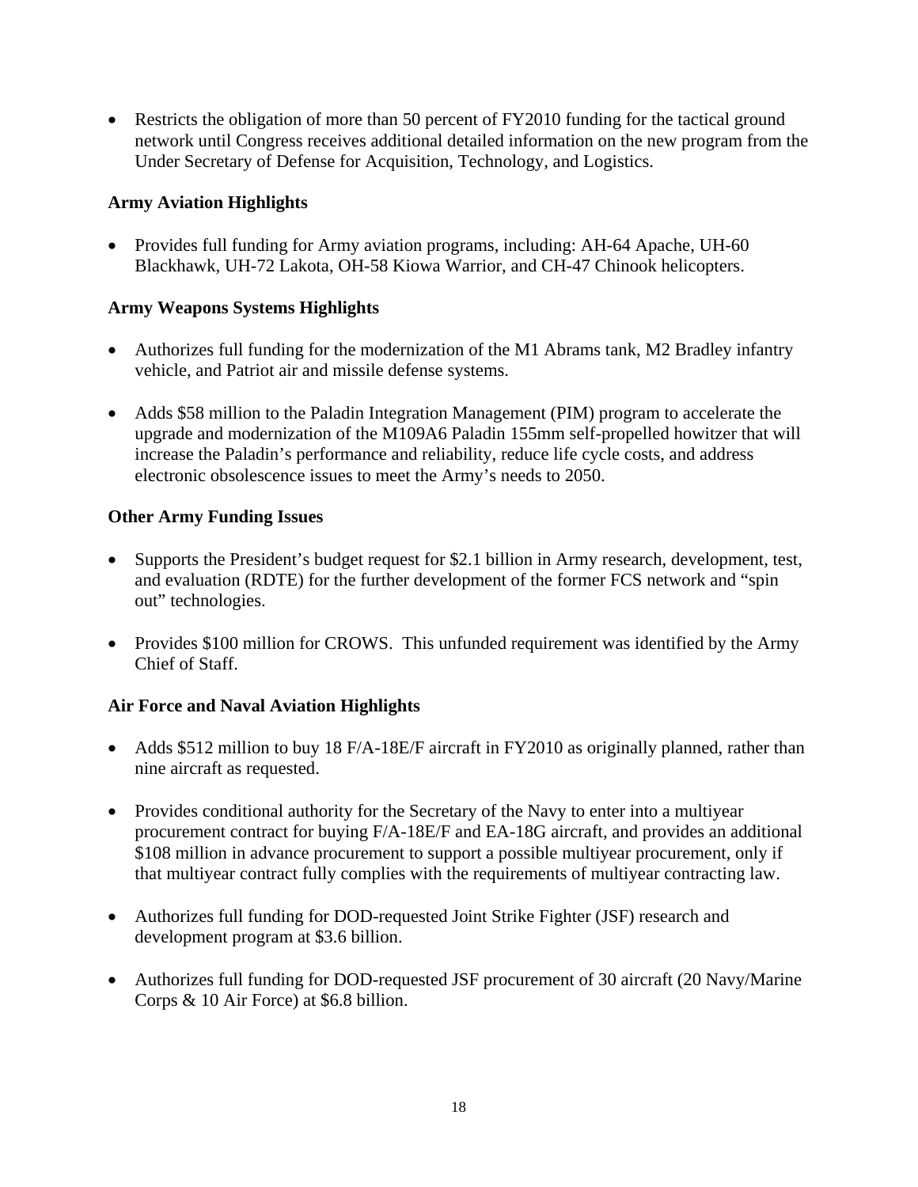- Restricts the obligation of more than 50 percent of FY2010 funding for the tactical ground network until Congress receives additional detailed information on the new program from the Under Secretary of Defense for Acquisition, Technology, and Logistics.

**Army Aviation Highlights**

- Provides full funding for Army aviation programs, including: AH-64 Apache, UH-60 Blackhawk, UH-72 Lakota, OH-58 Kiowa Warrior, and CH-47 Chinook helicopters.

**Army Weapons Systems Highlights**

- Authorizes full funding for the modernization of the M1 Abrams tank, M2 Bradley infantry vehicle, and Patriot air and missile defense systems.

- Adds $58 million to the Paladin Integration Management (PIM) program to accelerate the upgrade and modernization of the M109A6 Paladin 155mm self-propelled howitzer that will increase the Paladin's performance and reliability, reduce life cycle costs, and address electronic obsolescence issues to meet the Army's needs to 2050.

**Other Army Funding Issues**

- Supports the President's budget request for $2.1 billion in Army research, development, test, and evaluation (RDTE) for the further development of the former FCS network and "spin out" technologies.

- Provides $100 million for CROWS. This unfunded requirement was identified by the Army Chief of Staff.

**Air Force and Naval Aviation Highlights**

- Adds $512 million to buy 18 F/A-18E/F aircraft in FY2010 as originally planned, rather than nine aircraft as requested.

- Provides conditional authority for the Secretary of the Navy to enter into a multiyear procurement contract for buying F/A-18E/F and EA-18G aircraft, and provides an additional $108 million in advance procurement to support a possible multiyear procurement, only if that multiyear contract fully complies with the requirements of multiyear contracting law.

- Authorizes full funding for DOD-requested Joint Strike Fighter (JSF) research and development program at $3.6 billion.

- Authorizes full funding for DOD-requested JSF procurement of 30 aircraft (20 Navy/Marine Corps & 10 Air Force) at $6.8 billion.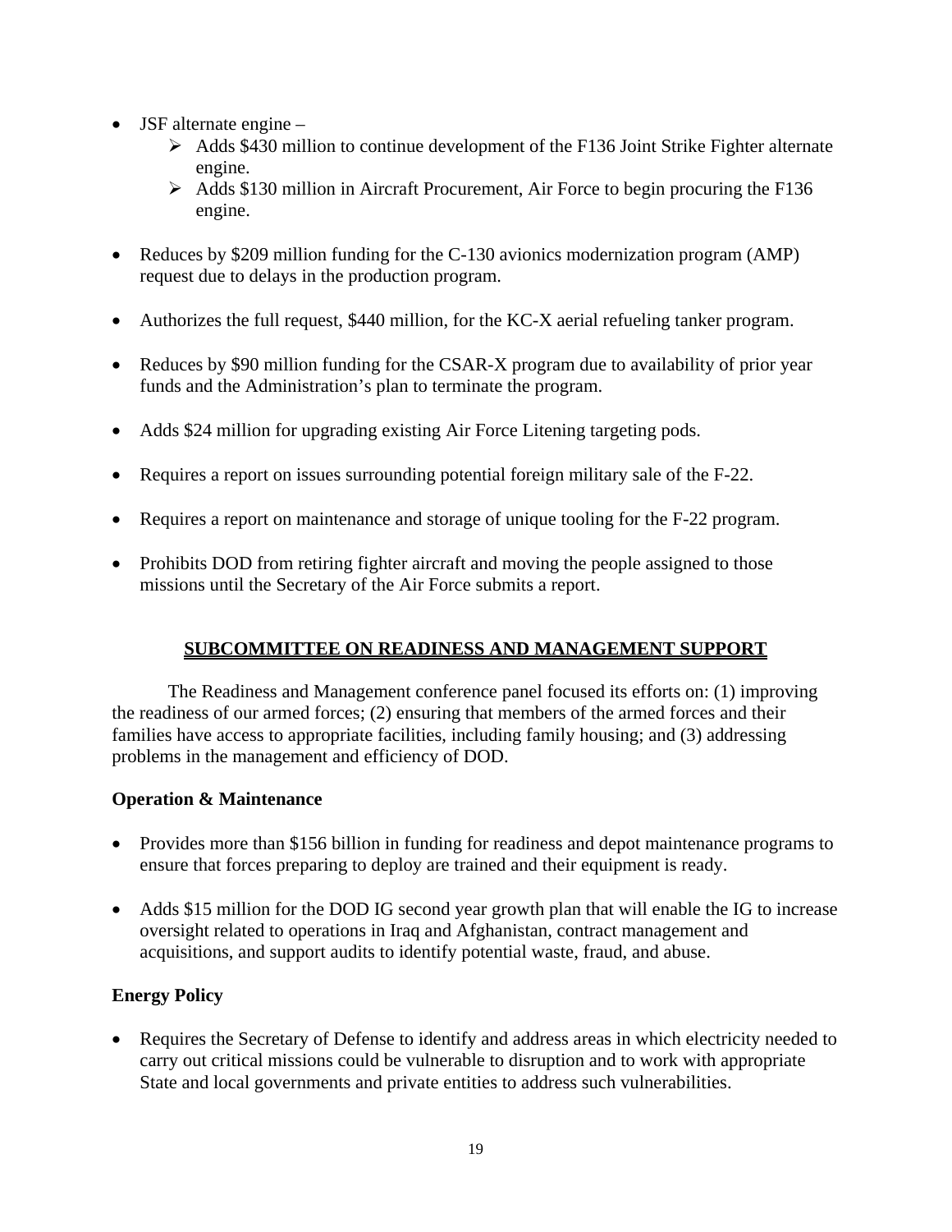- JSF alternate engine –
  - Adds $430 million to continue development of the F136 Joint Strike Fighter alternate engine.
  - Adds $130 million in Aircraft Procurement, Air Force to begin procuring the F136 engine.

- Reduces by $209 million funding for the C-130 avionics modernization program (AMP) request due to delays in the production program.

- Authorizes the full request, $440 million, for the KC-X aerial refueling tanker program.

- Reduces by $90 million funding for the CSAR-X program due to availability of prior year funds and the Administration's plan to terminate the program.

- Adds $24 million for upgrading existing Air Force Litening targeting pods.

- Requires a report on issues surrounding potential foreign military sale of the F-22.

- Requires a report on maintenance and storage of unique tooling for the F-22 program.

- Prohibits DOD from retiring fighter aircraft and moving the people assigned to those missions until the Secretary of the Air Force submits a report.

## SUBCOMMITTEE ON READINESS AND MANAGEMENT SUPPORT

The Readiness and Management conference panel focused its efforts on: (1) improving the readiness of our armed forces; (2) ensuring that members of the armed forces and their families have access to appropriate facilities, including family housing; and (3) addressing problems in the management and efficiency of DOD.

### Operation & Maintenance

- Provides more than $156 billion in funding for readiness and depot maintenance programs to ensure that forces preparing to deploy are trained and their equipment is ready.

- Adds $15 million for the DOD IG second year growth plan that will enable the IG to increase oversight related to operations in Iraq and Afghanistan, contract management and acquisitions, and support audits to identify potential waste, fraud, and abuse.

### Energy Policy

- Requires the Secretary of Defense to identify and address areas in which electricity needed to carry out critical missions could be vulnerable to disruption and to work with appropriate State and local governments and private entities to address such vulnerabilities.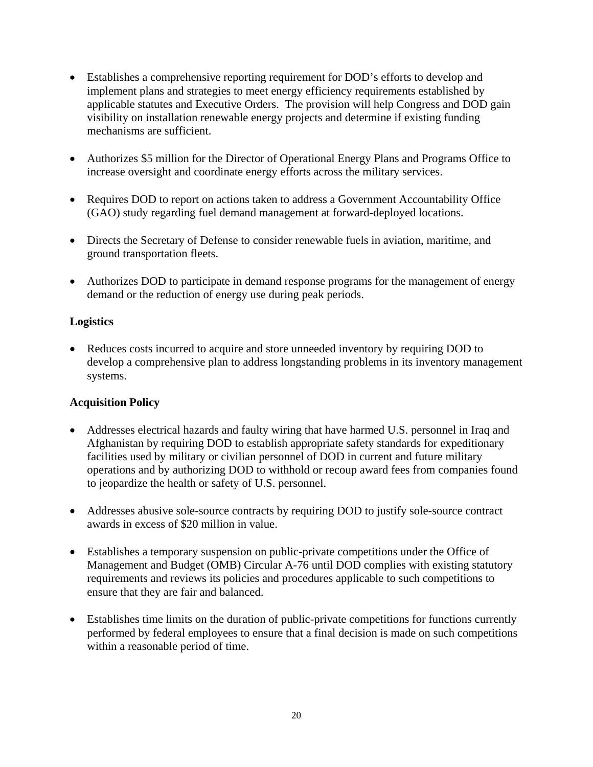- Establishes a comprehensive reporting requirement for DOD's efforts to develop and implement plans and strategies to meet energy efficiency requirements established by applicable statutes and Executive Orders. The provision will help Congress and DOD gain visibility on installation renewable energy projects and determine if existing funding mechanisms are sufficient.

- Authorizes $5 million for the Director of Operational Energy Plans and Programs Office to increase oversight and coordinate energy efforts across the military services.

- Requires DOD to report on actions taken to address a Government Accountability Office (GAO) study regarding fuel demand management at forward-deployed locations.

- Directs the Secretary of Defense to consider renewable fuels in aviation, maritime, and ground transportation fleets.

- Authorizes DOD to participate in demand response programs for the management of energy demand or the reduction of energy use during peak periods.

**Logistics**

- Reduces costs incurred to acquire and store unneeded inventory by requiring DOD to develop a comprehensive plan to address longstanding problems in its inventory management systems.

**Acquisition Policy**

- Addresses electrical hazards and faulty wiring that have harmed U.S. personnel in Iraq and Afghanistan by requiring DOD to establish appropriate safety standards for expeditionary facilities used by military or civilian personnel of DOD in current and future military operations and by authorizing DOD to withhold or recoup award fees from companies found to jeopardize the health or safety of U.S. personnel.

- Addresses abusive sole-source contracts by requiring DOD to justify sole-source contract awards in excess of $20 million in value.

- Establishes a temporary suspension on public-private competitions under the Office of Management and Budget (OMB) Circular A-76 until DOD complies with existing statutory requirements and reviews its policies and procedures applicable to such competitions to ensure that they are fair and balanced.

- Establishes time limits on the duration of public-private competitions for functions currently performed by federal employees to ensure that a final decision is made on such competitions within a reasonable period of time.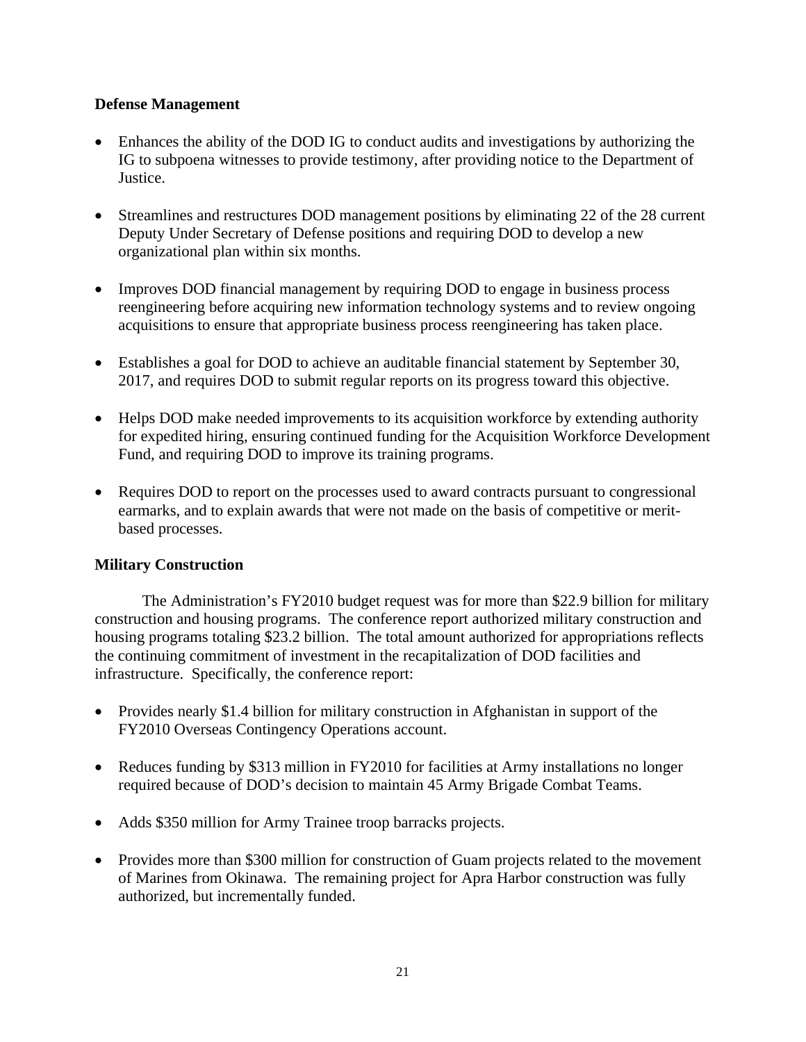### Defense Management

- Enhances the ability of the DOD IG to conduct audits and investigations by authorizing the IG to subpoena witnesses to provide testimony, after providing notice to the Department of Justice.
- Streamlines and restructures DOD management positions by eliminating 22 of the 28 current Deputy Under Secretary of Defense positions and requiring DOD to develop a new organizational plan within six months.
- Improves DOD financial management by requiring DOD to engage in business process reengineering before acquiring new information technology systems and to review ongoing acquisitions to ensure that appropriate business process reengineering has taken place.
- Establishes a goal for DOD to achieve an auditable financial statement by September 30, 2017, and requires DOD to submit regular reports on its progress toward this objective.
- Helps DOD make needed improvements to its acquisition workforce by extending authority for expedited hiring, ensuring continued funding for the Acquisition Workforce Development Fund, and requiring DOD to improve its training programs.
- Requires DOD to report on the processes used to award contracts pursuant to congressional earmarks, and to explain awards that were not made on the basis of competitive or merit-based processes.

### Military Construction

The Administration's FY2010 budget request was for more than $22.9 billion for military construction and housing programs. The conference report authorized military construction and housing programs totaling $23.2 billion. The total amount authorized for appropriations reflects the continuing commitment of investment in the recapitalization of DOD facilities and infrastructure. Specifically, the conference report:

- Provides nearly $1.4 billion for military construction in Afghanistan in support of the FY2010 Overseas Contingency Operations account.
- Reduces funding by $313 million in FY2010 for facilities at Army installations no longer required because of DOD's decision to maintain 45 Army Brigade Combat Teams.
- Adds $350 million for Army Trainee troop barracks projects.
- Provides more than $300 million for construction of Guam projects related to the movement of Marines from Okinawa. The remaining project for Apra Harbor construction was fully authorized, but incrementally funded.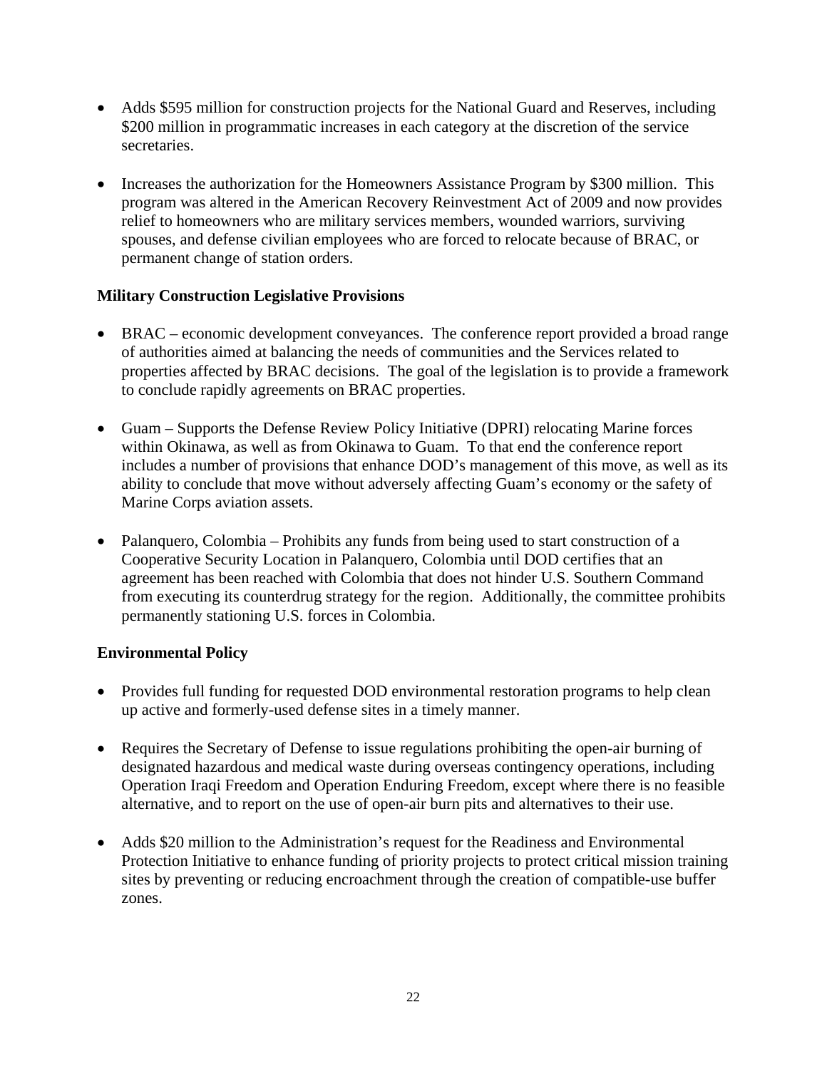- Adds $595 million for construction projects for the National Guard and Reserves, including $200 million in programmatic increases in each category at the discretion of the service secretaries.

- Increases the authorization for the Homeowners Assistance Program by $300 million. This program was altered in the American Recovery Reinvestment Act of 2009 and now provides relief to homeowners who are military services members, wounded warriors, surviving spouses, and defense civilian employees who are forced to relocate because of BRAC, or permanent change of station orders.

**Military Construction Legislative Provisions**

- BRAC – economic development conveyances. The conference report provided a broad range of authorities aimed at balancing the needs of communities and the Services related to properties affected by BRAC decisions. The goal of the legislation is to provide a framework to conclude rapidly agreements on BRAC properties.

- Guam – Supports the Defense Review Policy Initiative (DPRI) relocating Marine forces within Okinawa, as well as from Okinawa to Guam. To that end the conference report includes a number of provisions that enhance DOD's management of this move, as well as its ability to conclude that move without adversely affecting Guam's economy or the safety of Marine Corps aviation assets.

- Palanquero, Colombia – Prohibits any funds from being used to start construction of a Cooperative Security Location in Palanquero, Colombia until DOD certifies that an agreement has been reached with Colombia that does not hinder U.S. Southern Command from executing its counterdrug strategy for the region. Additionally, the committee prohibits permanently stationing U.S. forces in Colombia.

**Environmental Policy**

- Provides full funding for requested DOD environmental restoration programs to help clean up active and formerly-used defense sites in a timely manner.

- Requires the Secretary of Defense to issue regulations prohibiting the open-air burning of designated hazardous and medical waste during overseas contingency operations, including Operation Iraqi Freedom and Operation Enduring Freedom, except where there is no feasible alternative, and to report on the use of open-air burn pits and alternatives to their use.

- Adds $20 million to the Administration's request for the Readiness and Environmental Protection Initiative to enhance funding of priority projects to protect critical mission training sites by preventing or reducing encroachment through the creation of compatible-use buffer zones.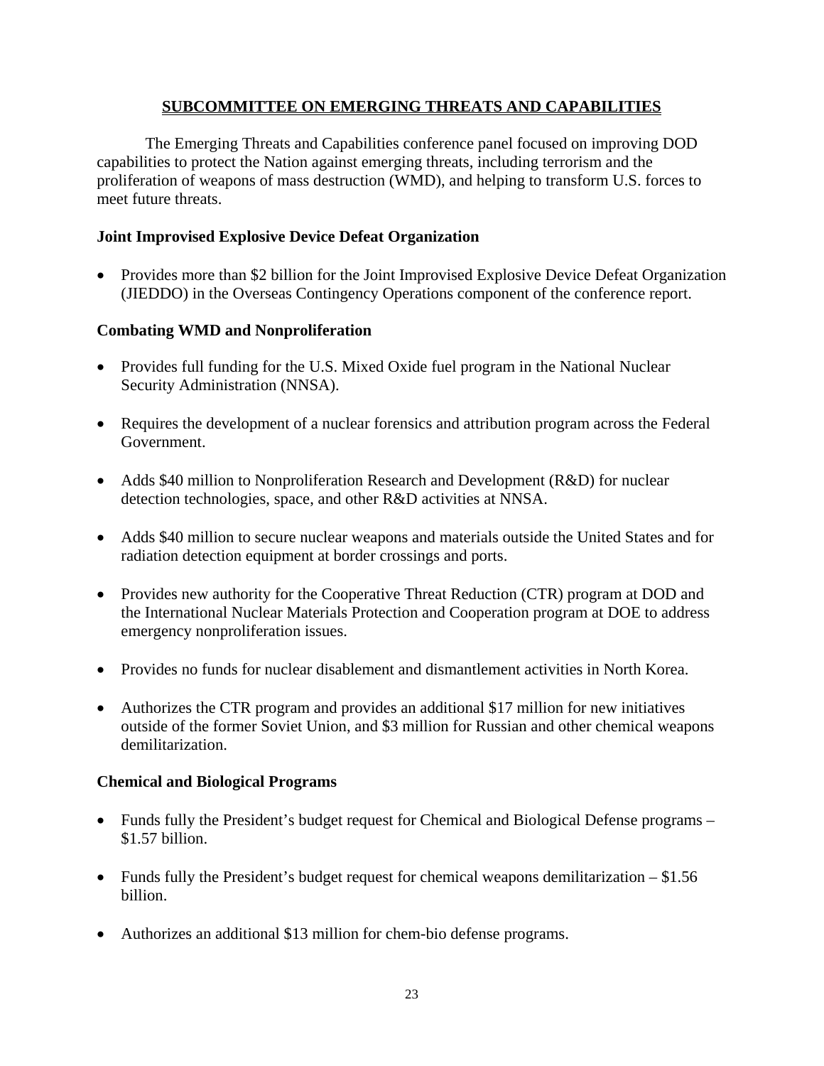## SUBCOMMITTEE ON EMERGING THREATS AND CAPABILITIES

The Emerging Threats and Capabilities conference panel focused on improving DOD capabilities to protect the Nation against emerging threats, including terrorism and the proliferation of weapons of mass destruction (WMD), and helping to transform U.S. forces to meet future threats.

### Joint Improvised Explosive Device Defeat Organization

- Provides more than $2 billion for the Joint Improvised Explosive Device Defeat Organization (JIEDDO) in the Overseas Contingency Operations component of the conference report.

### Combating WMD and Nonproliferation

- Provides full funding for the U.S. Mixed Oxide fuel program in the National Nuclear Security Administration (NNSA).
- Requires the development of a nuclear forensics and attribution program across the Federal Government.
- Adds $40 million to Nonproliferation Research and Development (R&D) for nuclear detection technologies, space, and other R&D activities at NNSA.
- Adds $40 million to secure nuclear weapons and materials outside the United States and for radiation detection equipment at border crossings and ports.
- Provides new authority for the Cooperative Threat Reduction (CTR) program at DOD and the International Nuclear Materials Protection and Cooperation program at DOE to address emergency nonproliferation issues.
- Provides no funds for nuclear disablement and dismantlement activities in North Korea.
- Authorizes the CTR program and provides an additional $17 million for new initiatives outside of the former Soviet Union, and $3 million for Russian and other chemical weapons demilitarization.

### Chemical and Biological Programs

- Funds fully the President's budget request for Chemical and Biological Defense programs – $1.57 billion.
- Funds fully the President's budget request for chemical weapons demilitarization – $1.56 billion.
- Authorizes an additional $13 million for chem-bio defense programs.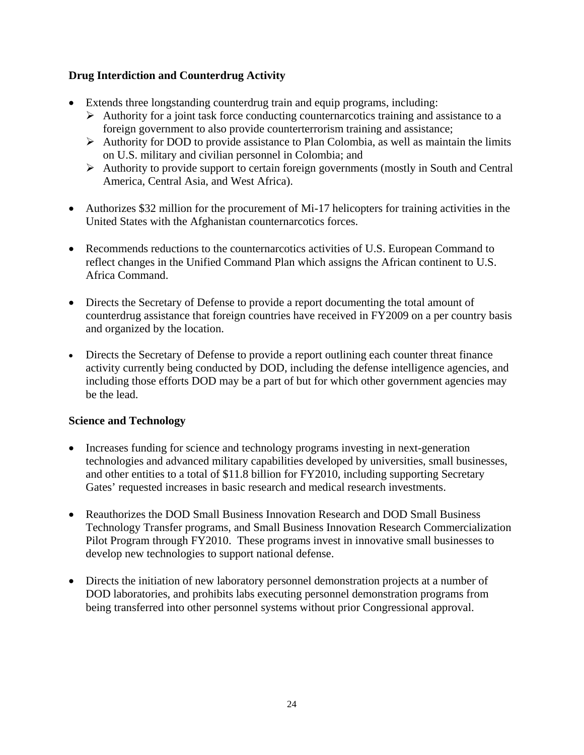**Drug Interdiction and Counterdrug Activity**

- Extends three longstanding counterdrug train and equip programs, including:
  - Authority for a joint task force conducting counternarcotics training and assistance to a foreign government to also provide counterterrorism training and assistance;
  - Authority for DOD to provide assistance to Plan Colombia, as well as maintain the limits on U.S. military and civilian personnel in Colombia; and
  - Authority to provide support to certain foreign governments (mostly in South and Central America, Central Asia, and West Africa).
- Authorizes $32 million for the procurement of Mi-17 helicopters for training activities in the United States with the Afghanistan counternarcotics forces.
- Recommends reductions to the counternarcotics activities of U.S. European Command to reflect changes in the Unified Command Plan which assigns the African continent to U.S. Africa Command.
- Directs the Secretary of Defense to provide a report documenting the total amount of counterdrug assistance that foreign countries have received in FY2009 on a per country basis and organized by the location.
- Directs the Secretary of Defense to provide a report outlining each counter threat finance activity currently being conducted by DOD, including the defense intelligence agencies, and including those efforts DOD may be a part of but for which other government agencies may be the lead.

**Science and Technology**

- Increases funding for science and technology programs investing in next-generation technologies and advanced military capabilities developed by universities, small businesses, and other entities to a total of $11.8 billion for FY2010, including supporting Secretary Gates' requested increases in basic research and medical research investments.
- Reauthorizes the DOD Small Business Innovation Research and DOD Small Business Technology Transfer programs, and Small Business Innovation Research Commercialization Pilot Program through FY2010. These programs invest in innovative small businesses to develop new technologies to support national defense.
- Directs the initiation of new laboratory personnel demonstration projects at a number of DOD laboratories, and prohibits labs executing personnel demonstration programs from being transferred into other personnel systems without prior Congressional approval.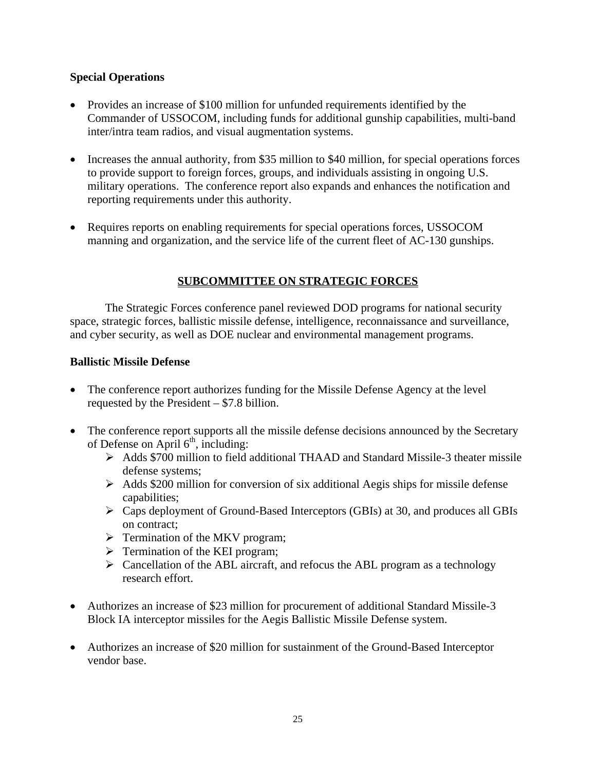### Special Operations

- Provides an increase of $100 million for unfunded requirements identified by the Commander of USSOCOM, including funds for additional gunship capabilities, multi-band inter/intra team radios, and visual augmentation systems.

- Increases the annual authority, from $35 million to $40 million, for special operations forces to provide support to foreign forces, groups, and individuals assisting in ongoing U.S. military operations. The conference report also expands and enhances the notification and reporting requirements under this authority.

- Requires reports on enabling requirements for special operations forces, USSOCOM manning and organization, and the service life of the current fleet of AC-130 gunships.

## SUBCOMMITTEE ON STRATEGIC FORCES

The Strategic Forces conference panel reviewed DOD programs for national security space, strategic forces, ballistic missile defense, intelligence, reconnaissance and surveillance, and cyber security, as well as DOE nuclear and environmental management programs.

### Ballistic Missile Defense

- The conference report authorizes funding for the Missile Defense Agency at the level requested by the President – $7.8 billion.

- The conference report supports all the missile defense decisions announced by the Secretary of Defense on April 6th, including:
  - Adds $700 million to field additional THAAD and Standard Missile-3 theater missile defense systems;
  - Adds $200 million for conversion of six additional Aegis ships for missile defense capabilities;
  - Caps deployment of Ground-Based Interceptors (GBIs) at 30, and produces all GBIs on contract;
  - Termination of the MKV program;
  - Termination of the KEI program;
  - Cancellation of the ABL aircraft, and refocus the ABL program as a technology research effort.

- Authorizes an increase of $23 million for procurement of additional Standard Missile-3 Block IA interceptor missiles for the Aegis Ballistic Missile Defense system.

- Authorizes an increase of $20 million for sustainment of the Ground-Based Interceptor vendor base.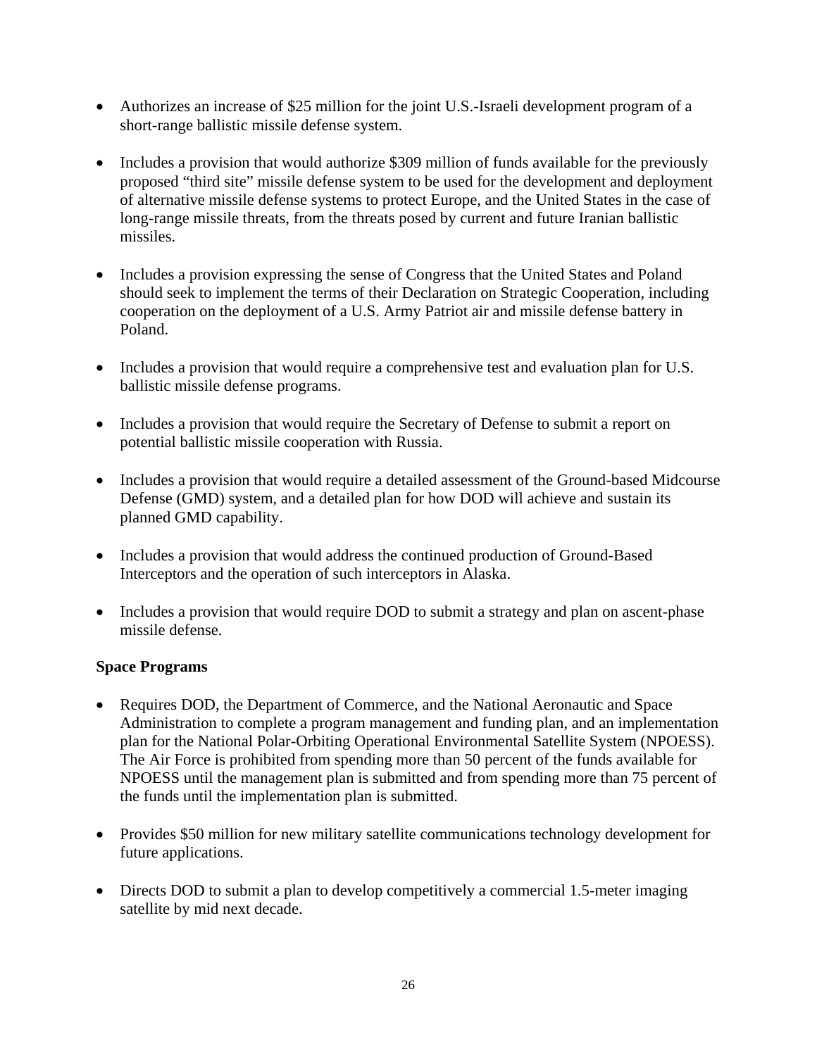- Authorizes an increase of $25 million for the joint U.S.-Israeli development program of a short-range ballistic missile defense system.

- Includes a provision that would authorize $309 million of funds available for the previously proposed "third site" missile defense system to be used for the development and deployment of alternative missile defense systems to protect Europe, and the United States in the case of long-range missile threats, from the threats posed by current and future Iranian ballistic missiles.

- Includes a provision expressing the sense of Congress that the United States and Poland should seek to implement the terms of their Declaration on Strategic Cooperation, including cooperation on the deployment of a U.S. Army Patriot air and missile defense battery in Poland.

- Includes a provision that would require a comprehensive test and evaluation plan for U.S. ballistic missile defense programs.

- Includes a provision that would require the Secretary of Defense to submit a report on potential ballistic missile cooperation with Russia.

- Includes a provision that would require a detailed assessment of the Ground-based Midcourse Defense (GMD) system, and a detailed plan for how DOD will achieve and sustain its planned GMD capability.

- Includes a provision that would address the continued production of Ground-Based Interceptors and the operation of such interceptors in Alaska.

- Includes a provision that would require DOD to submit a strategy and plan on ascent-phase missile defense.

**Space Programs**

- Requires DOD, the Department of Commerce, and the National Aeronautic and Space Administration to complete a program management and funding plan, and an implementation plan for the National Polar-Orbiting Operational Environmental Satellite System (NPOESS). The Air Force is prohibited from spending more than 50 percent of the funds available for NPOESS until the management plan is submitted and from spending more than 75 percent of the funds until the implementation plan is submitted.

- Provides $50 million for new military satellite communications technology development for future applications.

- Directs DOD to submit a plan to develop competitively a commercial 1.5-meter imaging satellite by mid next decade.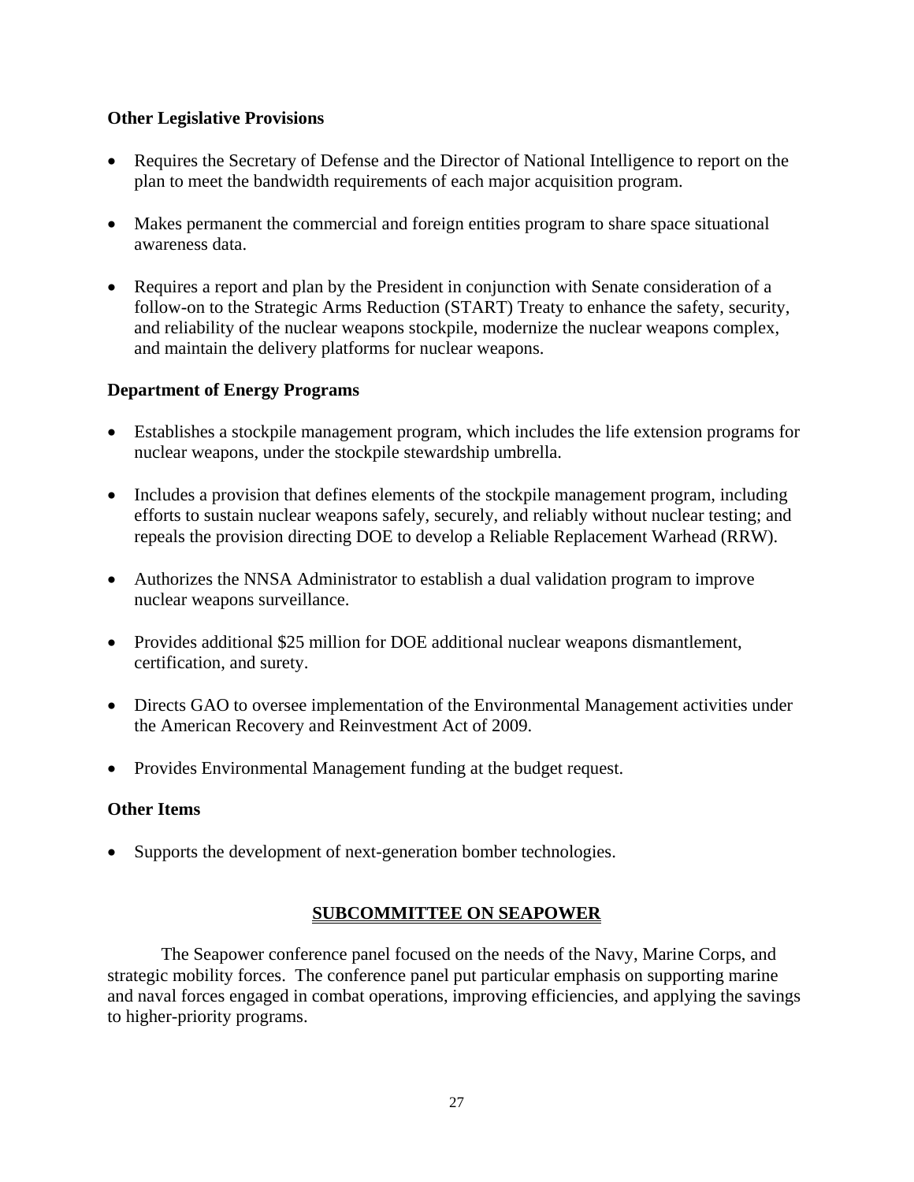### Other Legislative Provisions

- Requires the Secretary of Defense and the Director of National Intelligence to report on the plan to meet the bandwidth requirements of each major acquisition program.
- Makes permanent the commercial and foreign entities program to share space situational awareness data.
- Requires a report and plan by the President in conjunction with Senate consideration of a follow-on to the Strategic Arms Reduction (START) Treaty to enhance the safety, security, and reliability of the nuclear weapons stockpile, modernize the nuclear weapons complex, and maintain the delivery platforms for nuclear weapons.

### Department of Energy Programs

- Establishes a stockpile management program, which includes the life extension programs for nuclear weapons, under the stockpile stewardship umbrella.
- Includes a provision that defines elements of the stockpile management program, including efforts to sustain nuclear weapons safely, securely, and reliably without nuclear testing; and repeals the provision directing DOE to develop a Reliable Replacement Warhead (RRW).
- Authorizes the NNSA Administrator to establish a dual validation program to improve nuclear weapons surveillance.
- Provides additional $25 million for DOE additional nuclear weapons dismantlement, certification, and surety.
- Directs GAO to oversee implementation of the Environmental Management activities under the American Recovery and Reinvestment Act of 2009.
- Provides Environmental Management funding at the budget request.

### Other Items

- Supports the development of next-generation bomber technologies.

## SUBCOMMITTEE ON SEAPOWER

The Seapower conference panel focused on the needs of the Navy, Marine Corps, and strategic mobility forces. The conference panel put particular emphasis on supporting marine and naval forces engaged in combat operations, improving efficiencies, and applying the savings to higher-priority programs.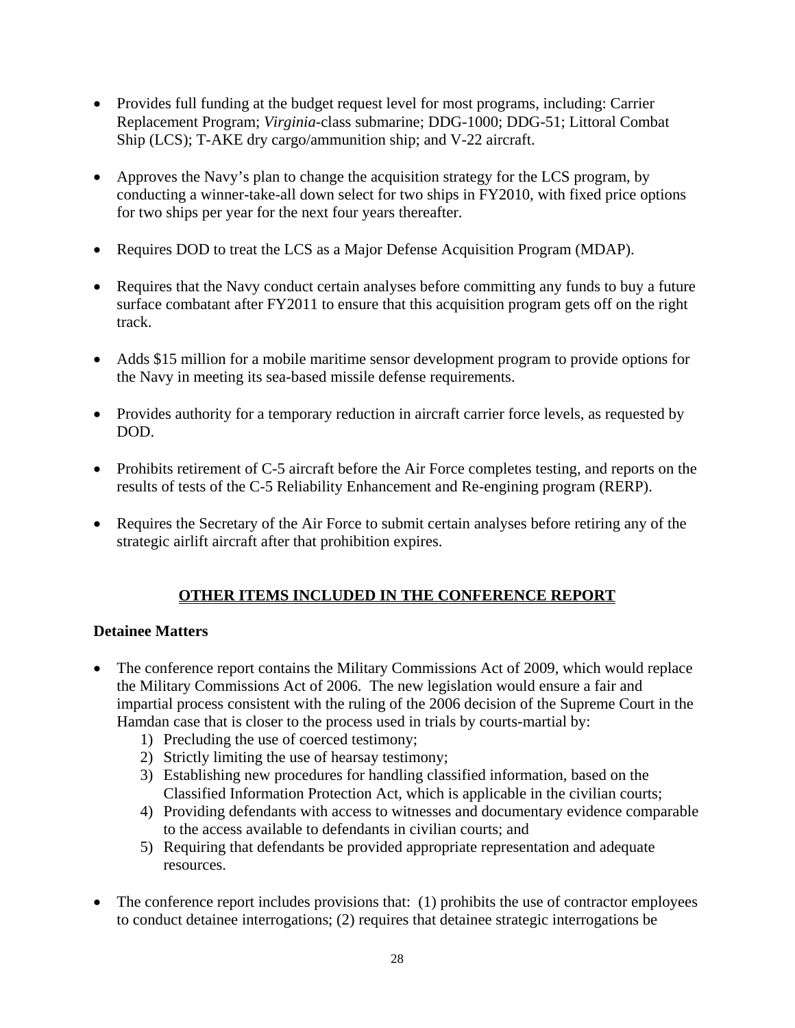- Provides full funding at the budget request level for most programs, including: Carrier Replacement Program; *Virginia*-class submarine; DDG-1000; DDG-51; Littoral Combat Ship (LCS); T-AKE dry cargo/ammunition ship; and V-22 aircraft.

- Approves the Navy's plan to change the acquisition strategy for the LCS program, by conducting a winner-take-all down select for two ships in FY2010, with fixed price options for two ships per year for the next four years thereafter.

- Requires DOD to treat the LCS as a Major Defense Acquisition Program (MDAP).

- Requires that the Navy conduct certain analyses before committing any funds to buy a future surface combatant after FY2011 to ensure that this acquisition program gets off on the right track.

- Adds $15 million for a mobile maritime sensor development program to provide options for the Navy in meeting its sea-based missile defense requirements.

- Provides authority for a temporary reduction in aircraft carrier force levels, as requested by DOD.

- Prohibits retirement of C-5 aircraft before the Air Force completes testing, and reports on the results of tests of the C-5 Reliability Enhancement and Re-engining program (RERP).

- Requires the Secretary of the Air Force to submit certain analyses before retiring any of the strategic airlift aircraft after that prohibition expires.

## OTHER ITEMS INCLUDED IN THE CONFERENCE REPORT

### Detainee Matters

- The conference report contains the Military Commissions Act of 2009, which would replace the Military Commissions Act of 2006. The new legislation would ensure a fair and impartial process consistent with the ruling of the 2006 decision of the Supreme Court in the Hamdan case that is closer to the process used in trials by courts-martial by:
    1) Precluding the use of coerced testimony;
    2) Strictly limiting the use of hearsay testimony;
    3) Establishing new procedures for handling classified information, based on the Classified Information Protection Act, which is applicable in the civilian courts;
    4) Providing defendants with access to witnesses and documentary evidence comparable to the access available to defendants in civilian courts; and
    5) Requiring that defendants be provided appropriate representation and adequate resources.

- The conference report includes provisions that: (1) prohibits the use of contractor employees to conduct detainee interrogations; (2) requires that detainee strategic interrogations be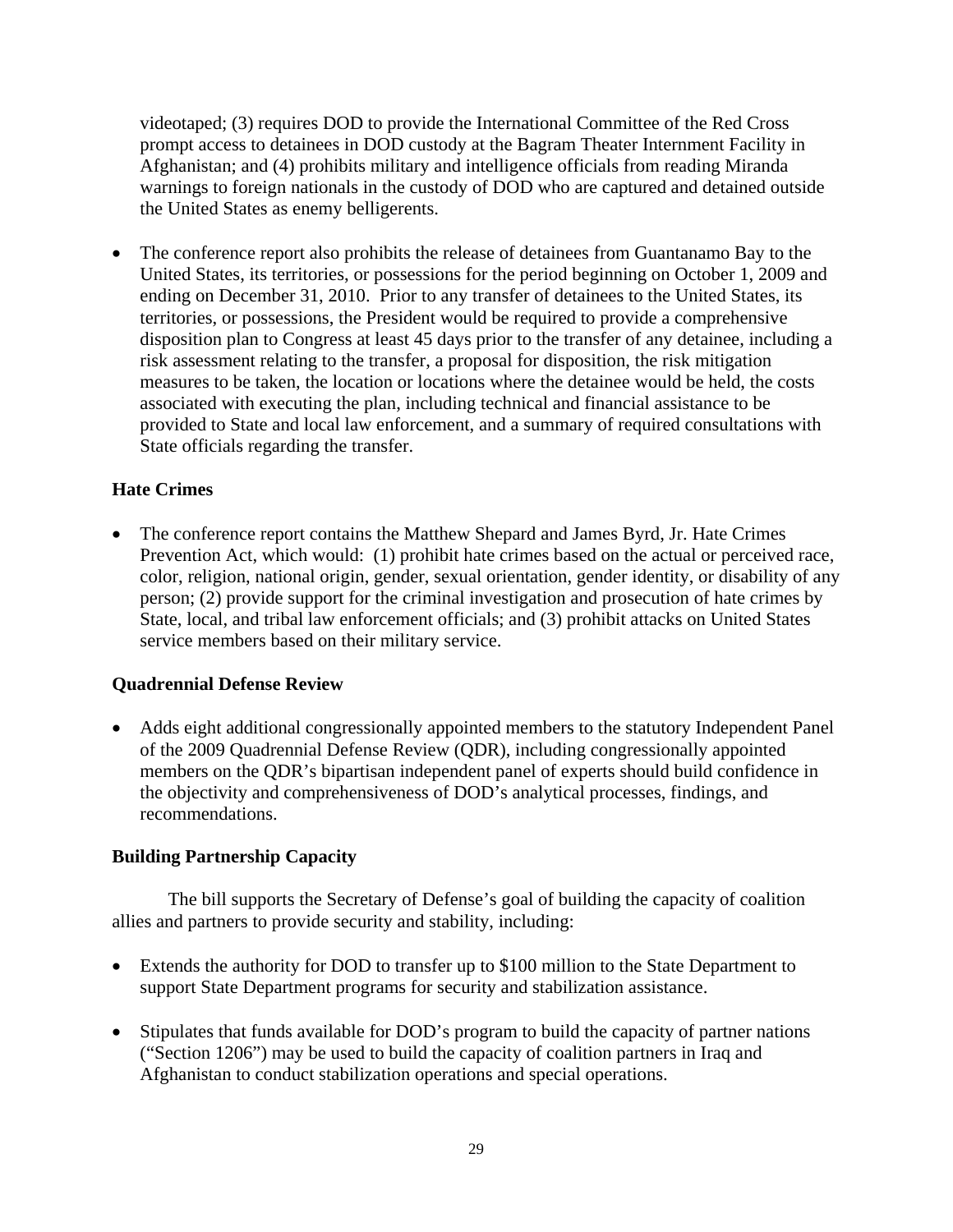videotaped; (3) requires DOD to provide the International Committee of the Red Cross prompt access to detainees in DOD custody at the Bagram Theater Internment Facility in Afghanistan; and (4) prohibits military and intelligence officials from reading Miranda warnings to foreign nationals in the custody of DOD who are captured and detained outside the United States as enemy belligerents.

- The conference report also prohibits the release of detainees from Guantanamo Bay to the United States, its territories, or possessions for the period beginning on October 1, 2009 and ending on December 31, 2010. Prior to any transfer of detainees to the United States, its territories, or possessions, the President would be required to provide a comprehensive disposition plan to Congress at least 45 days prior to the transfer of any detainee, including a risk assessment relating to the transfer, a proposal for disposition, the risk mitigation measures to be taken, the location or locations where the detainee would be held, the costs associated with executing the plan, including technical and financial assistance to be provided to State and local law enforcement, and a summary of required consultations with State officials regarding the transfer.

**Hate Crimes**

- The conference report contains the Matthew Shepard and James Byrd, Jr. Hate Crimes Prevention Act, which would: (1) prohibit hate crimes based on the actual or perceived race, color, religion, national origin, gender, sexual orientation, gender identity, or disability of any person; (2) provide support for the criminal investigation and prosecution of hate crimes by State, local, and tribal law enforcement officials; and (3) prohibit attacks on United States service members based on their military service.

**Quadrennial Defense Review**

- Adds eight additional congressionally appointed members to the statutory Independent Panel of the 2009 Quadrennial Defense Review (QDR), including congressionally appointed members on the QDR's bipartisan independent panel of experts should build confidence in the objectivity and comprehensiveness of DOD's analytical processes, findings, and recommendations.

**Building Partnership Capacity**

The bill supports the Secretary of Defense's goal of building the capacity of coalition allies and partners to provide security and stability, including:

- Extends the authority for DOD to transfer up to $100 million to the State Department to support State Department programs for security and stabilization assistance.

- Stipulates that funds available for DOD's program to build the capacity of partner nations ("Section 1206") may be used to build the capacity of coalition partners in Iraq and Afghanistan to conduct stabilization operations and special operations.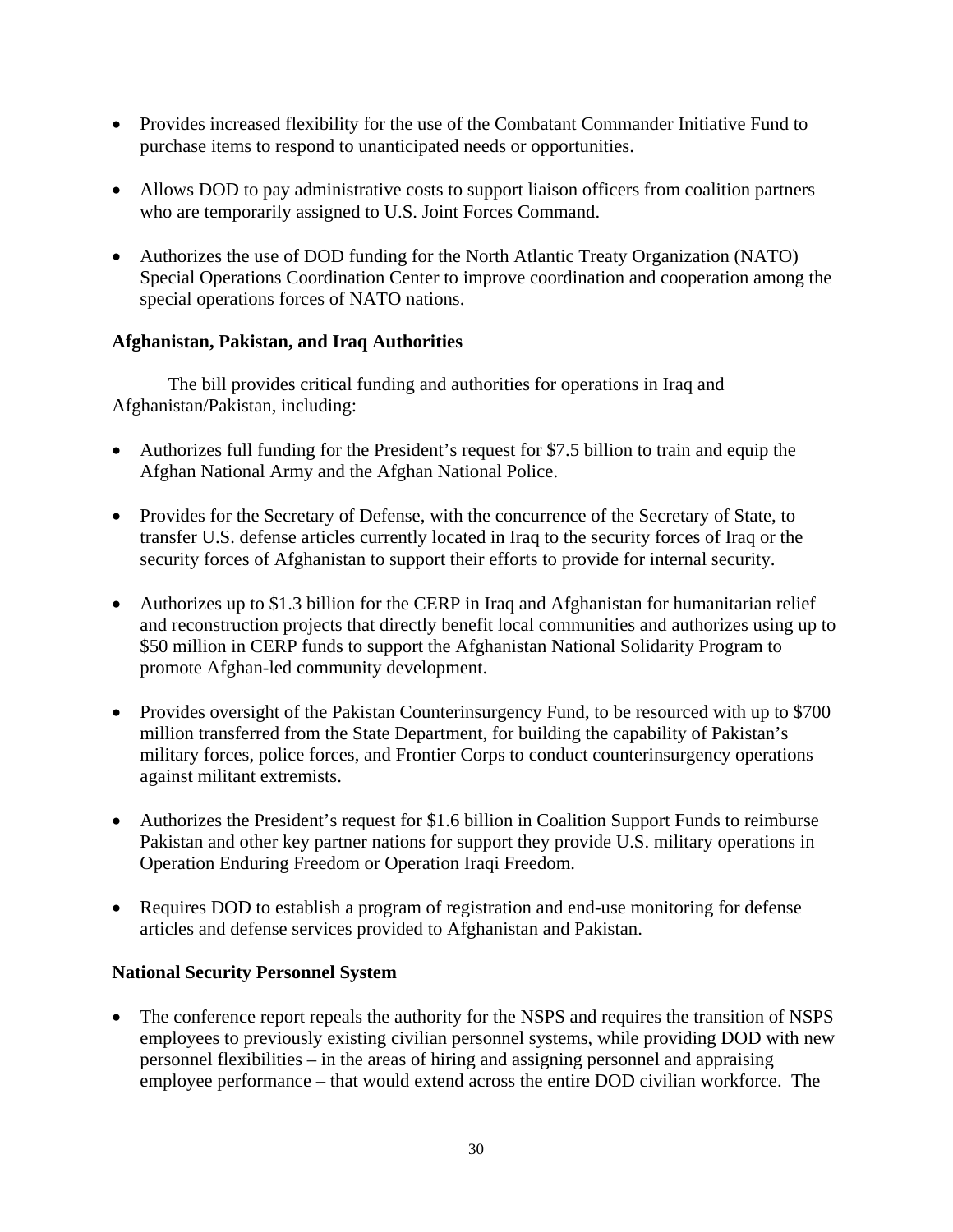- Provides increased flexibility for the use of the Combatant Commander Initiative Fund to purchase items to respond to unanticipated needs or opportunities.

- Allows DOD to pay administrative costs to support liaison officers from coalition partners who are temporarily assigned to U.S. Joint Forces Command.

- Authorizes the use of DOD funding for the North Atlantic Treaty Organization (NATO) Special Operations Coordination Center to improve coordination and cooperation among the special operations forces of NATO nations.

**Afghanistan, Pakistan, and Iraq Authorities**

The bill provides critical funding and authorities for operations in Iraq and Afghanistan/Pakistan, including:

- Authorizes full funding for the President's request for $7.5 billion to train and equip the Afghan National Army and the Afghan National Police.

- Provides for the Secretary of Defense, with the concurrence of the Secretary of State, to transfer U.S. defense articles currently located in Iraq to the security forces of Iraq or the security forces of Afghanistan to support their efforts to provide for internal security.

- Authorizes up to $1.3 billion for the CERP in Iraq and Afghanistan for humanitarian relief and reconstruction projects that directly benefit local communities and authorizes using up to $50 million in CERP funds to support the Afghanistan National Solidarity Program to promote Afghan-led community development.

- Provides oversight of the Pakistan Counterinsurgency Fund, to be resourced with up to $700 million transferred from the State Department, for building the capability of Pakistan's military forces, police forces, and Frontier Corps to conduct counterinsurgency operations against militant extremists.

- Authorizes the President's request for $1.6 billion in Coalition Support Funds to reimburse Pakistan and other key partner nations for support they provide U.S. military operations in Operation Enduring Freedom or Operation Iraqi Freedom.

- Requires DOD to establish a program of registration and end-use monitoring for defense articles and defense services provided to Afghanistan and Pakistan.

**National Security Personnel System**

- The conference report repeals the authority for the NSPS and requires the transition of NSPS employees to previously existing civilian personnel systems, while providing DOD with new personnel flexibilities – in the areas of hiring and assigning personnel and appraising employee performance – that would extend across the entire DOD civilian workforce. The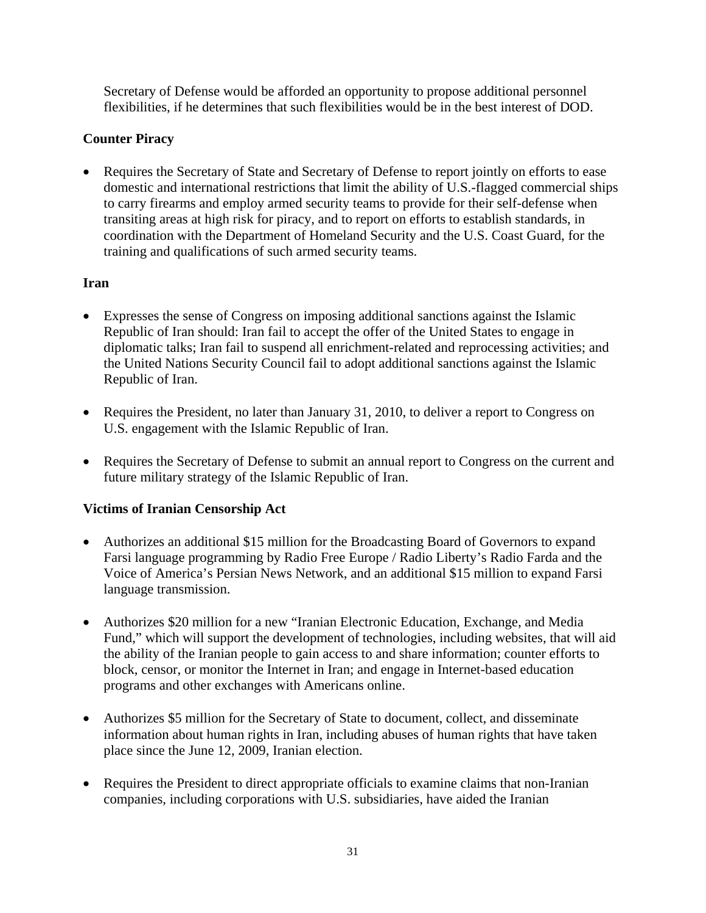Secretary of Defense would be afforded an opportunity to propose additional personnel flexibilities, if he determines that such flexibilities would be in the best interest of DOD.

### Counter Piracy

- Requires the Secretary of State and Secretary of Defense to report jointly on efforts to ease domestic and international restrictions that limit the ability of U.S.-flagged commercial ships to carry firearms and employ armed security teams to provide for their self-defense when transiting areas at high risk for piracy, and to report on efforts to establish standards, in coordination with the Department of Homeland Security and the U.S. Coast Guard, for the training and qualifications of such armed security teams.

### Iran

- Expresses the sense of Congress on imposing additional sanctions against the Islamic Republic of Iran should: Iran fail to accept the offer of the United States to engage in diplomatic talks; Iran fail to suspend all enrichment-related and reprocessing activities; and the United Nations Security Council fail to adopt additional sanctions against the Islamic Republic of Iran.

- Requires the President, no later than January 31, 2010, to deliver a report to Congress on U.S. engagement with the Islamic Republic of Iran.

- Requires the Secretary of Defense to submit an annual report to Congress on the current and future military strategy of the Islamic Republic of Iran.

### Victims of Iranian Censorship Act

- Authorizes an additional $15 million for the Broadcasting Board of Governors to expand Farsi language programming by Radio Free Europe / Radio Liberty's Radio Farda and the Voice of America's Persian News Network, and an additional $15 million to expand Farsi language transmission.

- Authorizes $20 million for a new "Iranian Electronic Education, Exchange, and Media Fund," which will support the development of technologies, including websites, that will aid the ability of the Iranian people to gain access to and share information; counter efforts to block, censor, or monitor the Internet in Iran; and engage in Internet-based education programs and other exchanges with Americans online.

- Authorizes $5 million for the Secretary of State to document, collect, and disseminate information about human rights in Iran, including abuses of human rights that have taken place since the June 12, 2009, Iranian election.

- Requires the President to direct appropriate officials to examine claims that non-Iranian companies, including corporations with U.S. subsidiaries, have aided the Iranian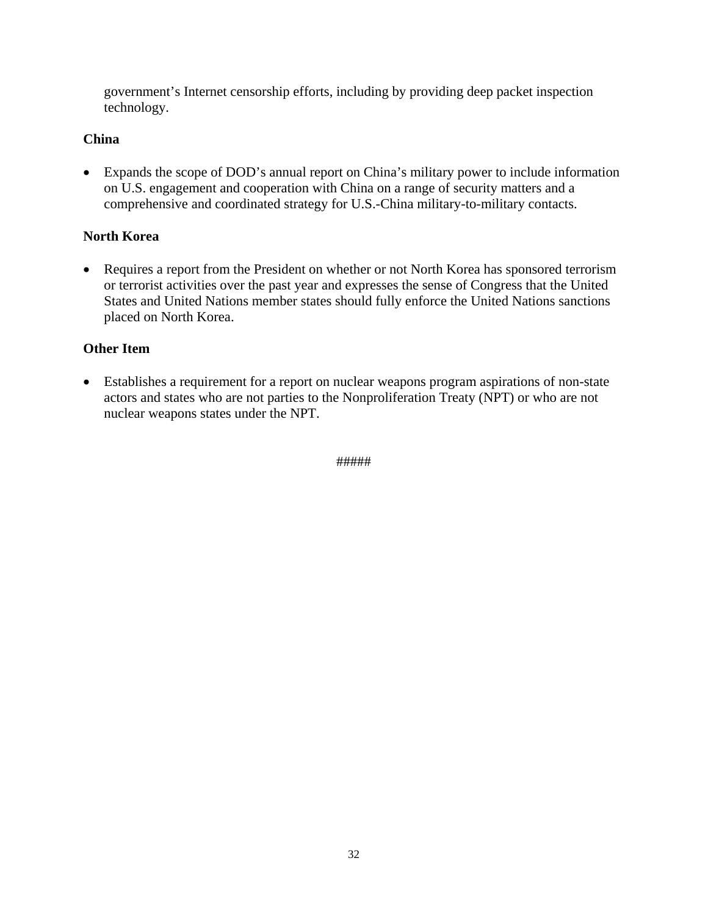government's Internet censorship efforts, including by providing deep packet inspection technology.

**China**

- Expands the scope of DOD's annual report on China's military power to include information on U.S. engagement and cooperation with China on a range of security matters and a comprehensive and coordinated strategy for U.S.-China military-to-military contacts.

**North Korea**

- Requires a report from the President on whether or not North Korea has sponsored terrorism or terrorist activities over the past year and expresses the sense of Congress that the United States and United Nations member states should fully enforce the United Nations sanctions placed on North Korea.

**Other Item**

- Establishes a requirement for a report on nuclear weapons program aspirations of non-state actors and states who are not parties to the Nonproliferation Treaty (NPT) or who are not nuclear weapons states under the NPT.

#####